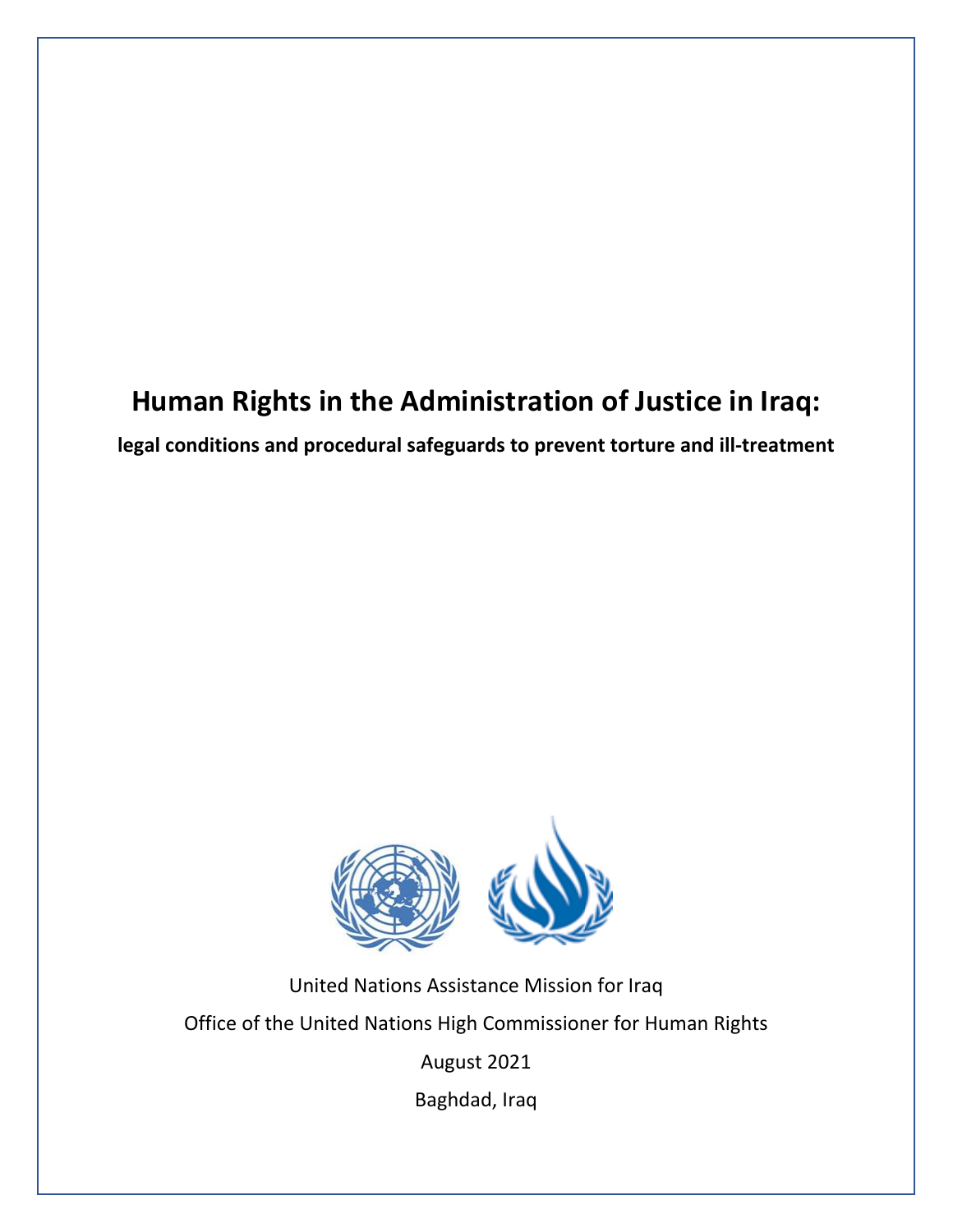# Human Rights in the Administration of Justice in Iraq:

**legal conditions and procedural safeguards to prevent torture and ill-treatment**

United Nations Assistance Mission for Iraq

Office of the United Nations High Commissioner for Human Rights

August 2021

Baghdad, Iraq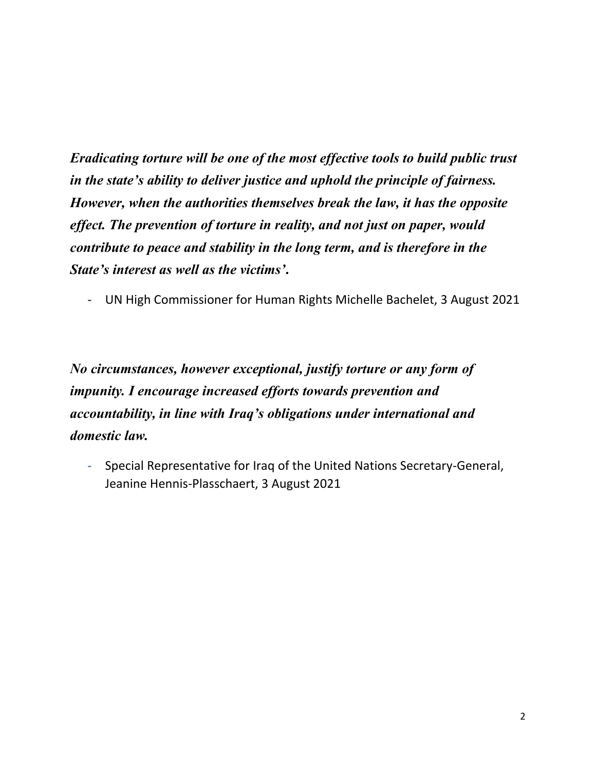***Eradicating torture will be one of the most effective tools to build public trust in the state's ability to deliver justice and uphold the principle of fairness. However, when the authorities themselves break the law, it has the opposite effect. The prevention of torture in reality, and not just on paper, would contribute to peace and stability in the long term, and is therefore in the State's interest as well as the victims'.***

- UN High Commissioner for Human Rights Michelle Bachelet, 3 August 2021

***No circumstances, however exceptional, justify torture or any form of impunity. I encourage increased efforts towards prevention and accountability, in line with Iraq's obligations under international and domestic law.***

- Special Representative for Iraq of the United Nations Secretary-General, Jeanine Hennis-Plasschaert, 3 August 2021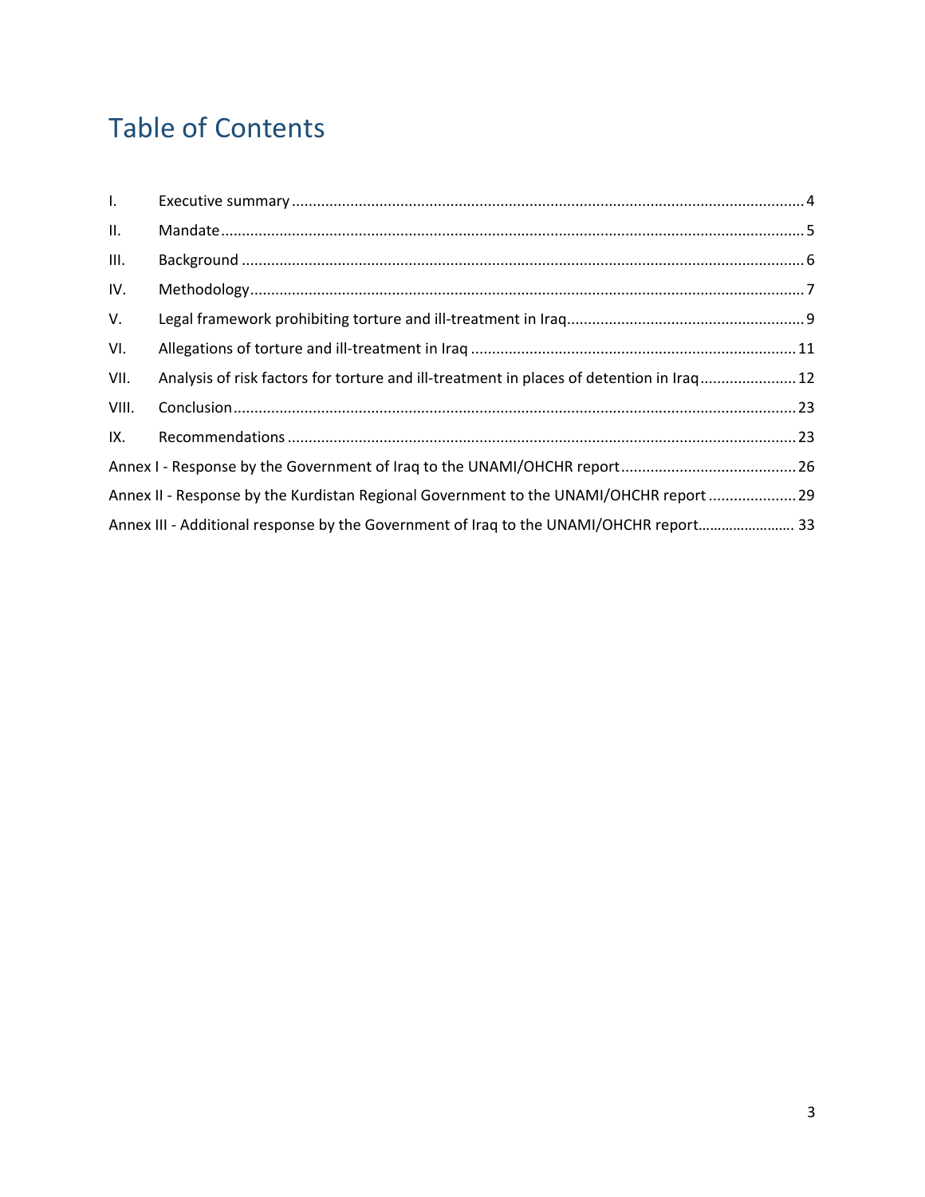# Table of Contents

| | | |
|---|---|---|
| I. | Executive summary | 4 |
| II. | Mandate | 5 |
| III. | Background | 6 |
| IV. | Methodology | 7 |
| V. | Legal framework prohibiting torture and ill-treatment in Iraq | 9 |
| VI. | Allegations of torture and ill-treatment in Iraq | 11 |
| VII. | Analysis of risk factors for torture and ill-treatment in places of detention in Iraq | 12 |
| VIII. | Conclusion | 23 |
| IX. | Recommendations | 23 |
| Annex I - Response by the Government of Iraq to the UNAMI/OHCHR report | | 26 |
| Annex II - Response by the Kurdistan Regional Government to the UNAMI/OHCHR report | | 29 |
| Annex III - Additional response by the Government of Iraq to the UNAMI/OHCHR report | | 33 |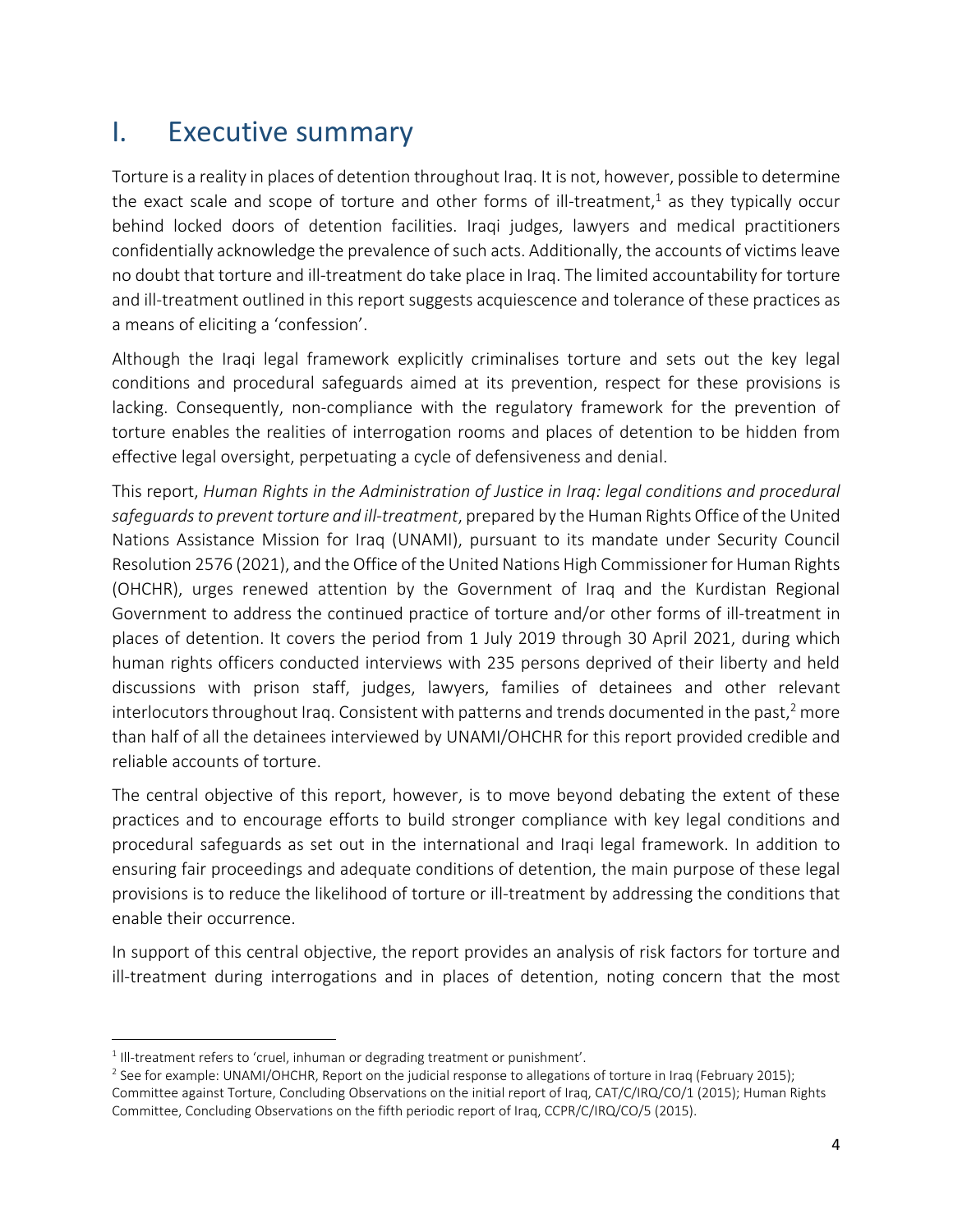# I. Executive summary

Torture is a reality in places of detention throughout Iraq. It is not, however, possible to determine the exact scale and scope of torture and other forms of ill-treatment,[1] as they typically occur behind locked doors of detention facilities. Iraqi judges, lawyers and medical practitioners confidentially acknowledge the prevalence of such acts. Additionally, the accounts of victims leave no doubt that torture and ill-treatment do take place in Iraq. The limited accountability for torture and ill-treatment outlined in this report suggests acquiescence and tolerance of these practices as a means of eliciting a 'confession'.

Although the Iraqi legal framework explicitly criminalises torture and sets out the key legal conditions and procedural safeguards aimed at its prevention, respect for these provisions is lacking. Consequently, non-compliance with the regulatory framework for the prevention of torture enables the realities of interrogation rooms and places of detention to be hidden from effective legal oversight, perpetuating a cycle of defensiveness and denial.

This report, *Human Rights in the Administration of Justice in Iraq: legal conditions and procedural safeguards to prevent torture and ill-treatment*, prepared by the Human Rights Office of the United Nations Assistance Mission for Iraq (UNAMI), pursuant to its mandate under Security Council Resolution 2576 (2021), and the Office of the United Nations High Commissioner for Human Rights (OHCHR), urges renewed attention by the Government of Iraq and the Kurdistan Regional Government to address the continued practice of torture and/or other forms of ill-treatment in places of detention. It covers the period from 1 July 2019 through 30 April 2021, during which human rights officers conducted interviews with 235 persons deprived of their liberty and held discussions with prison staff, judges, lawyers, families of detainees and other relevant interlocutors throughout Iraq. Consistent with patterns and trends documented in the past,[2] more than half of all the detainees interviewed by UNAMI/OHCHR for this report provided credible and reliable accounts of torture.

The central objective of this report, however, is to move beyond debating the extent of these practices and to encourage efforts to build stronger compliance with key legal conditions and procedural safeguards as set out in the international and Iraqi legal framework. In addition to ensuring fair proceedings and adequate conditions of detention, the main purpose of these legal provisions is to reduce the likelihood of torture or ill-treatment by addressing the conditions that enable their occurrence.

In support of this central objective, the report provides an analysis of risk factors for torture and ill-treatment during interrogations and in places of detention, noting concern that the most

---

[1] Ill-treatment refers to 'cruel, inhuman or degrading treatment or punishment'.

[2] See for example: UNAMI/OHCHR, Report on the judicial response to allegations of torture in Iraq (February 2015); Committee against Torture, Concluding Observations on the initial report of Iraq, CAT/C/IRQ/CO/1 (2015); Human Rights Committee, Concluding Observations on the fifth periodic report of Iraq, CCPR/C/IRQ/CO/5 (2015).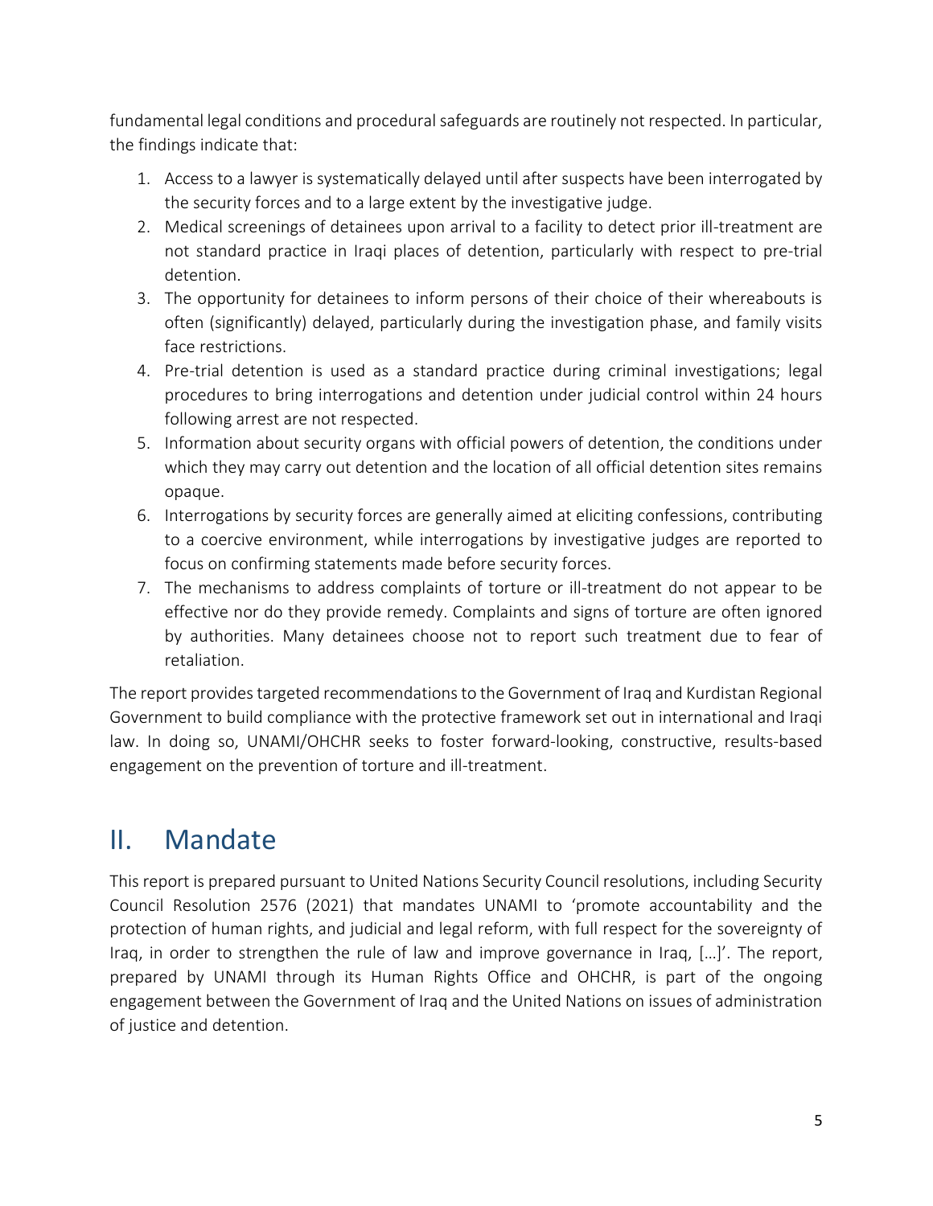fundamental legal conditions and procedural safeguards are routinely not respected. In particular, the findings indicate that:

1. Access to a lawyer is systematically delayed until after suspects have been interrogated by the security forces and to a large extent by the investigative judge.
2. Medical screenings of detainees upon arrival to a facility to detect prior ill-treatment are not standard practice in Iraqi places of detention, particularly with respect to pre-trial detention.
3. The opportunity for detainees to inform persons of their choice of their whereabouts is often (significantly) delayed, particularly during the investigation phase, and family visits face restrictions.
4. Pre-trial detention is used as a standard practice during criminal investigations; legal procedures to bring interrogations and detention under judicial control within 24 hours following arrest are not respected.
5. Information about security organs with official powers of detention, the conditions under which they may carry out detention and the location of all official detention sites remains opaque.
6. Interrogations by security forces are generally aimed at eliciting confessions, contributing to a coercive environment, while interrogations by investigative judges are reported to focus on confirming statements made before security forces.
7. The mechanisms to address complaints of torture or ill-treatment do not appear to be effective nor do they provide remedy. Complaints and signs of torture are often ignored by authorities. Many detainees choose not to report such treatment due to fear of retaliation.

The report provides targeted recommendations to the Government of Iraq and Kurdistan Regional Government to build compliance with the protective framework set out in international and Iraqi law. In doing so, UNAMI/OHCHR seeks to foster forward-looking, constructive, results-based engagement on the prevention of torture and ill-treatment.

# II. Mandate

This report is prepared pursuant to United Nations Security Council resolutions, including Security Council Resolution 2576 (2021) that mandates UNAMI to 'promote accountability and the protection of human rights, and judicial and legal reform, with full respect for the sovereignty of Iraq, in order to strengthen the rule of law and improve governance in Iraq, […]'. The report, prepared by UNAMI through its Human Rights Office and OHCHR, is part of the ongoing engagement between the Government of Iraq and the United Nations on issues of administration of justice and detention.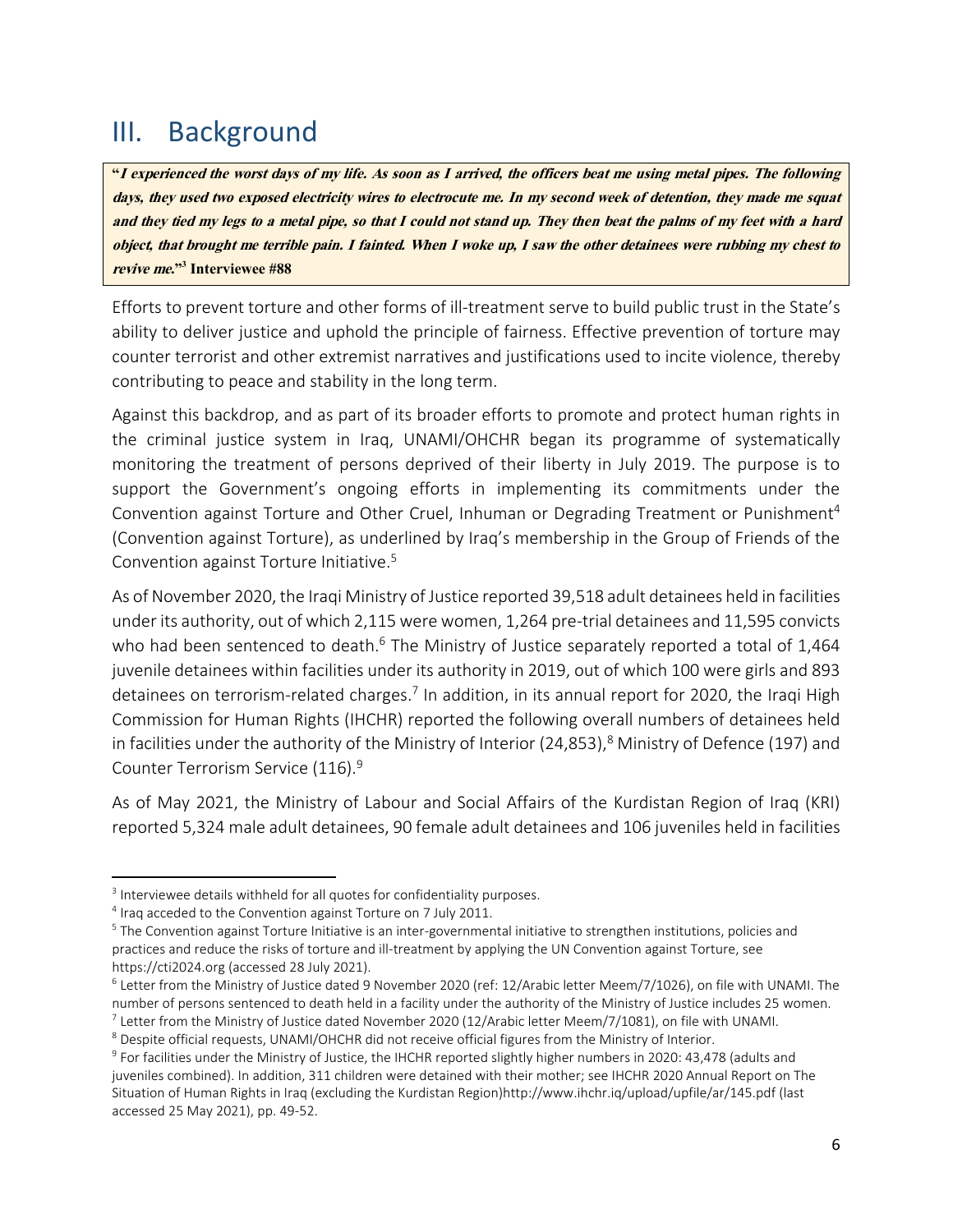# III. Background

> **"*I experienced the worst days of my life. As soon as I arrived, the officers beat me using metal pipes. The following days, they used two exposed electricity wires to electrocute me. In my second week of detention, they made me squat and they tied my legs to a metal pipe, so that I could not stand up. They then beat the palms of my feet with a hard object, that brought me terrible pain. I fainted. When I woke up, I saw the other detainees were rubbing my chest to revive me.*"[3] Interviewee #88**

Efforts to prevent torture and other forms of ill-treatment serve to build public trust in the State's ability to deliver justice and uphold the principle of fairness. Effective prevention of torture may counter terrorist and other extremist narratives and justifications used to incite violence, thereby contributing to peace and stability in the long term.

Against this backdrop, and as part of its broader efforts to promote and protect human rights in the criminal justice system in Iraq, UNAMI/OHCHR began its programme of systematically monitoring the treatment of persons deprived of their liberty in July 2019. The purpose is to support the Government's ongoing efforts in implementing its commitments under the Convention against Torture and Other Cruel, Inhuman or Degrading Treatment or Punishment[4] (Convention against Torture), as underlined by Iraq's membership in the Group of Friends of the Convention against Torture Initiative.[5]

As of November 2020, the Iraqi Ministry of Justice reported 39,518 adult detainees held in facilities under its authority, out of which 2,115 were women, 1,264 pre-trial detainees and 11,595 convicts who had been sentenced to death.[6] The Ministry of Justice separately reported a total of 1,464 juvenile detainees within facilities under its authority in 2019, out of which 100 were girls and 893 detainees on terrorism-related charges.[7] In addition, in its annual report for 2020, the Iraqi High Commission for Human Rights (IHCHR) reported the following overall numbers of detainees held in facilities under the authority of the Ministry of Interior (24,853),[8] Ministry of Defence (197) and Counter Terrorism Service (116).[9]

As of May 2021, the Ministry of Labour and Social Affairs of the Kurdistan Region of Iraq (KRI) reported 5,324 male adult detainees, 90 female adult detainees and 106 juveniles held in facilities

---

[3] Interviewee details withheld for all quotes for confidentiality purposes.

[4] Iraq acceded to the Convention against Torture on 7 July 2011.

[5] The Convention against Torture Initiative is an inter-governmental initiative to strengthen institutions, policies and practices and reduce the risks of torture and ill-treatment by applying the UN Convention against Torture, see https://cti2024.org (accessed 28 July 2021).

[6] Letter from the Ministry of Justice dated 9 November 2020 (ref: 12/Arabic letter Meem/7/1026), on file with UNAMI. The number of persons sentenced to death held in a facility under the authority of the Ministry of Justice includes 25 women.

[7] Letter from the Ministry of Justice dated November 2020 (12/Arabic letter Meem/7/1081), on file with UNAMI.

[8] Despite official requests, UNAMI/OHCHR did not receive official figures from the Ministry of Interior.

[9] For facilities under the Ministry of Justice, the IHCHR reported slightly higher numbers in 2020: 43,478 (adults and juveniles combined). In addition, 311 children were detained with their mother; see IHCHR 2020 Annual Report on The Situation of Human Rights in Iraq (excluding the Kurdistan Region)http://www.ihchr.iq/upload/upfile/ar/145.pdf (last accessed 25 May 2021), pp. 49-52.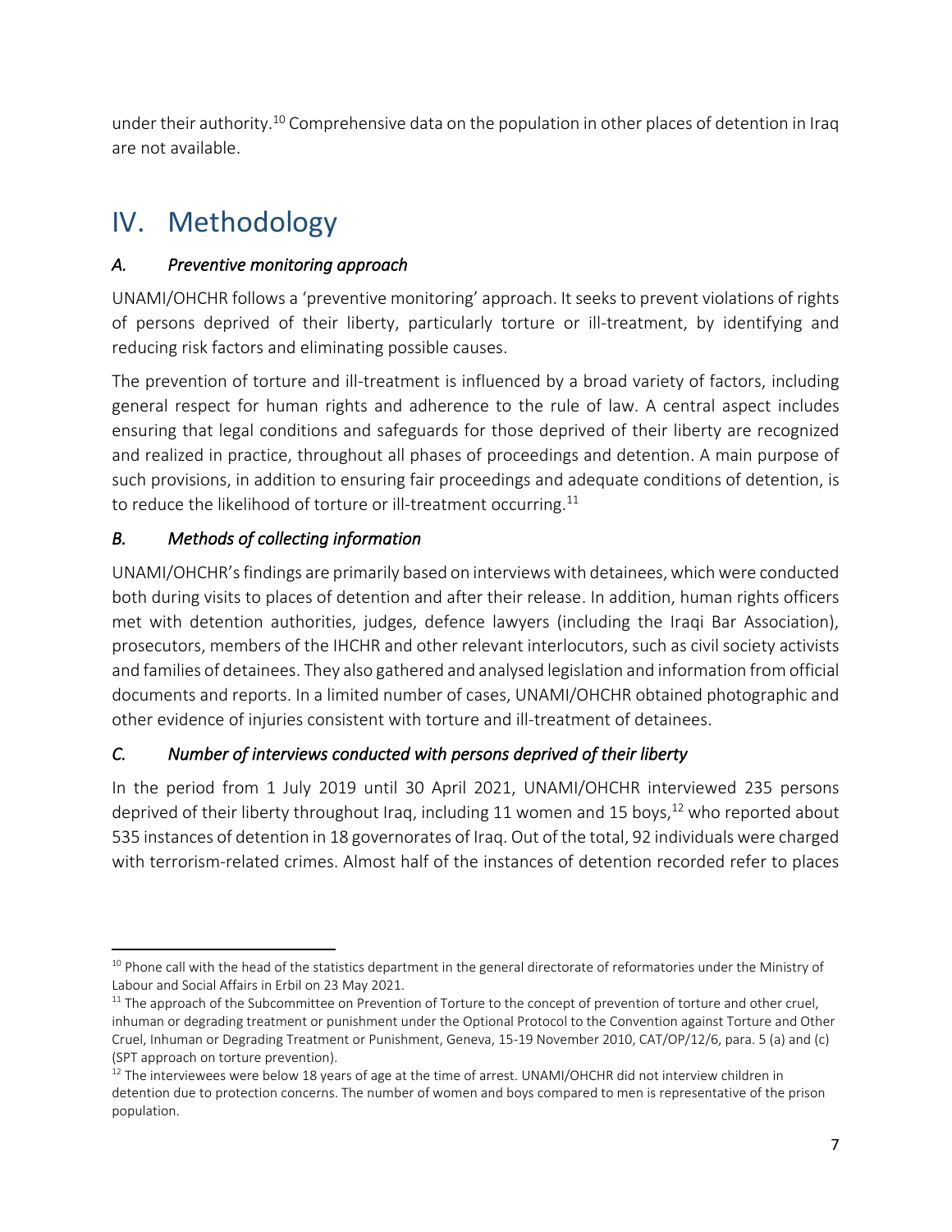under their authority.[10] Comprehensive data on the population in other places of detention in Iraq are not available.

# IV. Methodology

## *A. Preventive monitoring approach*

UNAMI/OHCHR follows a 'preventive monitoring' approach. It seeks to prevent violations of rights of persons deprived of their liberty, particularly torture or ill-treatment, by identifying and reducing risk factors and eliminating possible causes.

The prevention of torture and ill-treatment is influenced by a broad variety of factors, including general respect for human rights and adherence to the rule of law. A central aspect includes ensuring that legal conditions and safeguards for those deprived of their liberty are recognized and realized in practice, throughout all phases of proceedings and detention. A main purpose of such provisions, in addition to ensuring fair proceedings and adequate conditions of detention, is to reduce the likelihood of torture or ill-treatment occurring.[11]

## *B. Methods of collecting information*

UNAMI/OHCHR's findings are primarily based on interviews with detainees, which were conducted both during visits to places of detention and after their release. In addition, human rights officers met with detention authorities, judges, defence lawyers (including the Iraqi Bar Association), prosecutors, members of the IHCHR and other relevant interlocutors, such as civil society activists and families of detainees. They also gathered and analysed legislation and information from official documents and reports. In a limited number of cases, UNAMI/OHCHR obtained photographic and other evidence of injuries consistent with torture and ill-treatment of detainees.

## *C. Number of interviews conducted with persons deprived of their liberty*

In the period from 1 July 2019 until 30 April 2021, UNAMI/OHCHR interviewed 235 persons deprived of their liberty throughout Iraq, including 11 women and 15 boys,[12] who reported about 535 instances of detention in 18 governorates of Iraq. Out of the total, 92 individuals were charged with terrorism-related crimes. Almost half of the instances of detention recorded refer to places

---

[10] Phone call with the head of the statistics department in the general directorate of reformatories under the Ministry of Labour and Social Affairs in Erbil on 23 May 2021.

[11] The approach of the Subcommittee on Prevention of Torture to the concept of prevention of torture and other cruel, inhuman or degrading treatment or punishment under the Optional Protocol to the Convention against Torture and Other Cruel, Inhuman or Degrading Treatment or Punishment, Geneva, 15-19 November 2010, CAT/OP/12/6, para. 5 (a) and (c) (SPT approach on torture prevention).

[12] The interviewees were below 18 years of age at the time of arrest. UNAMI/OHCHR did not interview children in detention due to protection concerns. The number of women and boys compared to men is representative of the prison population.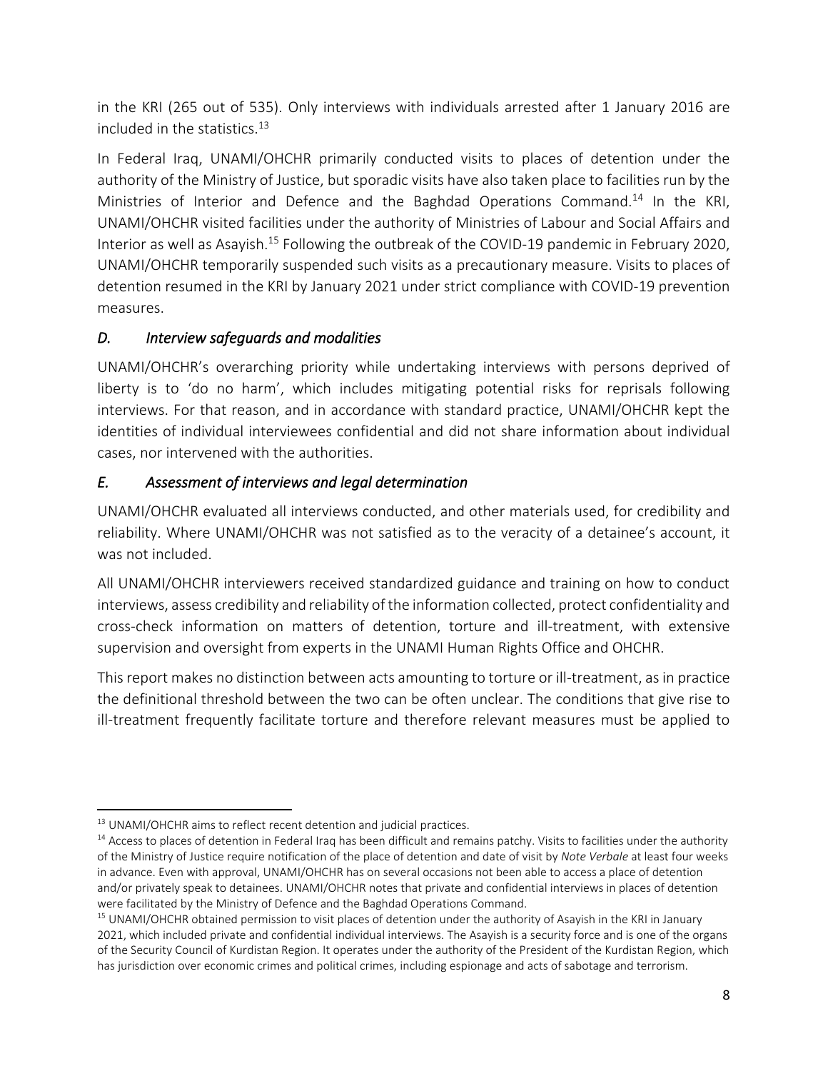in the KRI (265 out of 535). Only interviews with individuals arrested after 1 January 2016 are included in the statistics.[13]

In Federal Iraq, UNAMI/OHCHR primarily conducted visits to places of detention under the authority of the Ministry of Justice, but sporadic visits have also taken place to facilities run by the Ministries of Interior and Defence and the Baghdad Operations Command.[14] In the KRI, UNAMI/OHCHR visited facilities under the authority of Ministries of Labour and Social Affairs and Interior as well as Asayish.[15] Following the outbreak of the COVID-19 pandemic in February 2020, UNAMI/OHCHR temporarily suspended such visits as a precautionary measure. Visits to places of detention resumed in the KRI by January 2021 under strict compliance with COVID-19 prevention measures.

### *D. Interview safeguards and modalities*

UNAMI/OHCHR's overarching priority while undertaking interviews with persons deprived of liberty is to 'do no harm', which includes mitigating potential risks for reprisals following interviews. For that reason, and in accordance with standard practice, UNAMI/OHCHR kept the identities of individual interviewees confidential and did not share information about individual cases, nor intervened with the authorities.

### *E. Assessment of interviews and legal determination*

UNAMI/OHCHR evaluated all interviews conducted, and other materials used, for credibility and reliability. Where UNAMI/OHCHR was not satisfied as to the veracity of a detainee's account, it was not included.

All UNAMI/OHCHR interviewers received standardized guidance and training on how to conduct interviews, assess credibility and reliability of the information collected, protect confidentiality and cross-check information on matters of detention, torture and ill-treatment, with extensive supervision and oversight from experts in the UNAMI Human Rights Office and OHCHR.

This report makes no distinction between acts amounting to torture or ill-treatment, as in practice the definitional threshold between the two can be often unclear. The conditions that give rise to ill-treatment frequently facilitate torture and therefore relevant measures must be applied to

---

[13] UNAMI/OHCHR aims to reflect recent detention and judicial practices.

[14] Access to places of detention in Federal Iraq has been difficult and remains patchy. Visits to facilities under the authority of the Ministry of Justice require notification of the place of detention and date of visit by *Note Verbale* at least four weeks in advance. Even with approval, UNAMI/OHCHR has on several occasions not been able to access a place of detention and/or privately speak to detainees. UNAMI/OHCHR notes that private and confidential interviews in places of detention were facilitated by the Ministry of Defence and the Baghdad Operations Command.

[15] UNAMI/OHCHR obtained permission to visit places of detention under the authority of Asayish in the KRI in January 2021, which included private and confidential individual interviews. The Asayish is a security force and is one of the organs of the Security Council of Kurdistan Region. It operates under the authority of the President of the Kurdistan Region, which has jurisdiction over economic crimes and political crimes, including espionage and acts of sabotage and terrorism.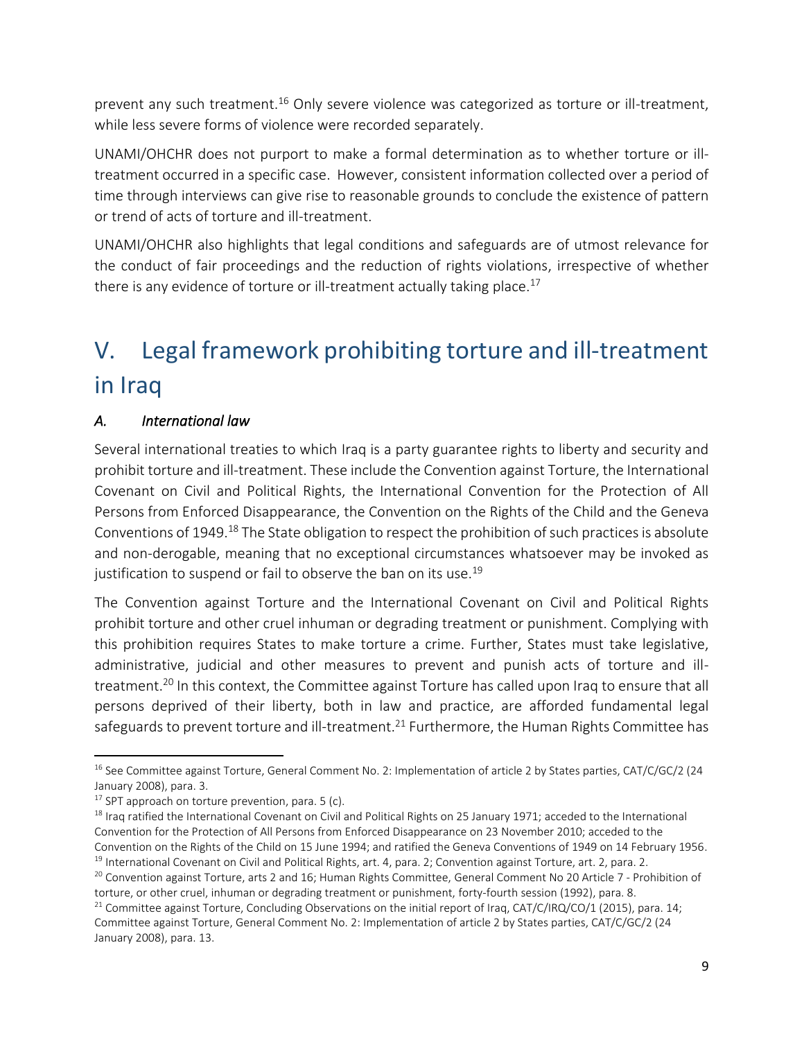prevent any such treatment.[16] Only severe violence was categorized as torture or ill-treatment, while less severe forms of violence were recorded separately.

UNAMI/OHCHR does not purport to make a formal determination as to whether torture or ill-treatment occurred in a specific case. However, consistent information collected over a period of time through interviews can give rise to reasonable grounds to conclude the existence of pattern or trend of acts of torture and ill-treatment.

UNAMI/OHCHR also highlights that legal conditions and safeguards are of utmost relevance for the conduct of fair proceedings and the reduction of rights violations, irrespective of whether there is any evidence of torture or ill-treatment actually taking place.[17]

# V. Legal framework prohibiting torture and ill-treatment in Iraq

### *A. International law*

Several international treaties to which Iraq is a party guarantee rights to liberty and security and prohibit torture and ill-treatment. These include the Convention against Torture, the International Covenant on Civil and Political Rights, the International Convention for the Protection of All Persons from Enforced Disappearance, the Convention on the Rights of the Child and the Geneva Conventions of 1949.[18] The State obligation to respect the prohibition of such practices is absolute and non-derogable, meaning that no exceptional circumstances whatsoever may be invoked as justification to suspend or fail to observe the ban on its use.[19]

The Convention against Torture and the International Covenant on Civil and Political Rights prohibit torture and other cruel inhuman or degrading treatment or punishment. Complying with this prohibition requires States to make torture a crime. Further, States must take legislative, administrative, judicial and other measures to prevent and punish acts of torture and ill-treatment.[20] In this context, the Committee against Torture has called upon Iraq to ensure that all persons deprived of their liberty, both in law and practice, are afforded fundamental legal safeguards to prevent torture and ill-treatment.[21] Furthermore, the Human Rights Committee has

---

[16] See Committee against Torture, General Comment No. 2: Implementation of article 2 by States parties, CAT/C/GC/2 (24 January 2008), para. 3.

[17] SPT approach on torture prevention, para. 5 (c).

[18] Iraq ratified the International Covenant on Civil and Political Rights on 25 January 1971; acceded to the International Convention for the Protection of All Persons from Enforced Disappearance on 23 November 2010; acceded to the Convention on the Rights of the Child on 15 June 1994; and ratified the Geneva Conventions of 1949 on 14 February 1956.

[19] International Covenant on Civil and Political Rights, art. 4, para. 2; Convention against Torture, art. 2, para. 2.

[20] Convention against Torture, arts 2 and 16; Human Rights Committee, General Comment No 20 Article 7 - Prohibition of torture, or other cruel, inhuman or degrading treatment or punishment, forty-fourth session (1992), para. 8.

[21] Committee against Torture, Concluding Observations on the initial report of Iraq, CAT/C/IRQ/CO/1 (2015), para. 14; Committee against Torture, General Comment No. 2: Implementation of article 2 by States parties, CAT/C/GC/2 (24 January 2008), para. 13.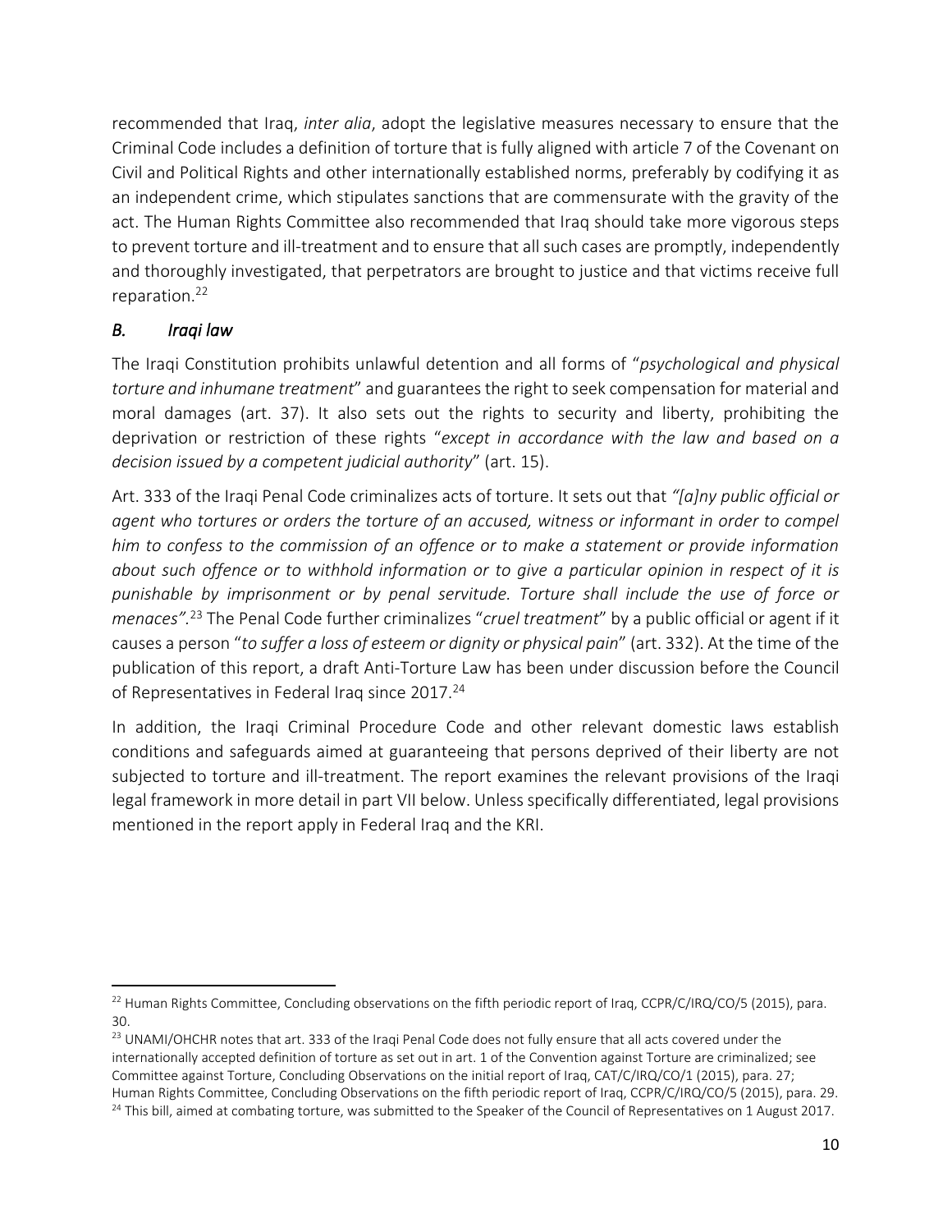recommended that Iraq, *inter alia*, adopt the legislative measures necessary to ensure that the Criminal Code includes a definition of torture that is fully aligned with article 7 of the Covenant on Civil and Political Rights and other internationally established norms, preferably by codifying it as an independent crime, which stipulates sanctions that are commensurate with the gravity of the act. The Human Rights Committee also recommended that Iraq should take more vigorous steps to prevent torture and ill-treatment and to ensure that all such cases are promptly, independently and thoroughly investigated, that perpetrators are brought to justice and that victims receive full reparation.[22]

### *B. Iraqi law*

The Iraqi Constitution prohibits unlawful detention and all forms of "*psychological and physical torture and inhumane treatment*" and guarantees the right to seek compensation for material and moral damages (art. 37). It also sets out the rights to security and liberty, prohibiting the deprivation or restriction of these rights "*except in accordance with the law and based on a decision issued by a competent judicial authority*" (art. 15).

Art. 333 of the Iraqi Penal Code criminalizes acts of torture. It sets out that *"[a]ny public official or agent who tortures or orders the torture of an accused, witness or informant in order to compel him to confess to the commission of an offence or to make a statement or provide information about such offence or to withhold information or to give a particular opinion in respect of it is punishable by imprisonment or by penal servitude. Torture shall include the use of force or menaces".*[23] The Penal Code further criminalizes "*cruel treatment*" by a public official or agent if it causes a person "*to suffer a loss of esteem or dignity or physical pain*" (art. 332). At the time of the publication of this report, a draft Anti-Torture Law has been under discussion before the Council of Representatives in Federal Iraq since 2017.[24]

In addition, the Iraqi Criminal Procedure Code and other relevant domestic laws establish conditions and safeguards aimed at guaranteeing that persons deprived of their liberty are not subjected to torture and ill-treatment. The report examines the relevant provisions of the Iraqi legal framework in more detail in part VII below. Unless specifically differentiated, legal provisions mentioned in the report apply in Federal Iraq and the KRI.

---

[22] Human Rights Committee, Concluding observations on the fifth periodic report of Iraq, CCPR/C/IRQ/CO/5 (2015), para. 30.

[23] UNAMI/OHCHR notes that art. 333 of the Iraqi Penal Code does not fully ensure that all acts covered under the internationally accepted definition of torture as set out in art. 1 of the Convention against Torture are criminalized; see Committee against Torture, Concluding Observations on the initial report of Iraq, CAT/C/IRQ/CO/1 (2015), para. 27; Human Rights Committee, Concluding Observations on the fifth periodic report of Iraq, CCPR/C/IRQ/CO/5 (2015), para. 29.

[24] This bill, aimed at combating torture, was submitted to the Speaker of the Council of Representatives on 1 August 2017.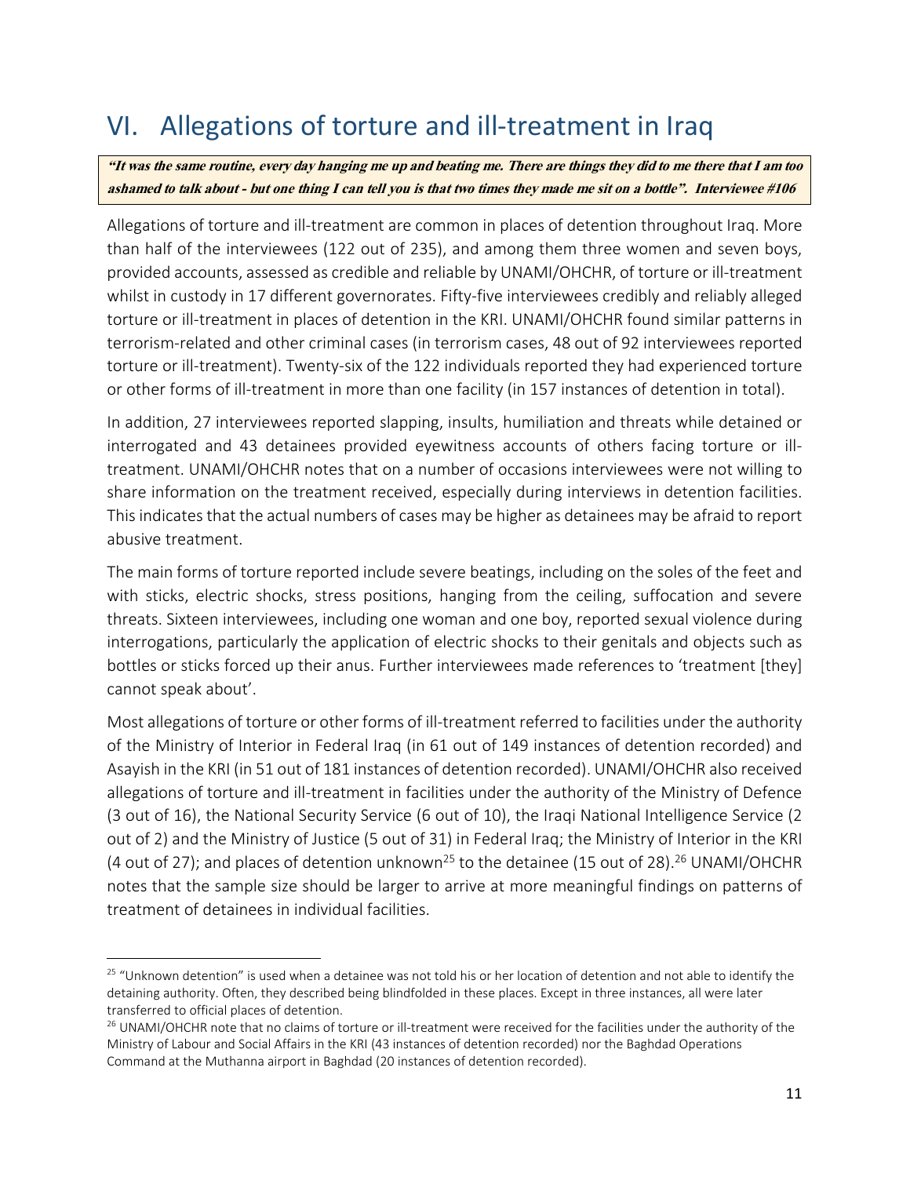# VI. Allegations of torture and ill-treatment in Iraq

> ***"It was the same routine, every day hanging me up and beating me. There are things they did to me there that I am too ashamed to talk about - but one thing I can tell you is that two times they made me sit on a bottle". Interviewee #106***

Allegations of torture and ill-treatment are common in places of detention throughout Iraq. More than half of the interviewees (122 out of 235), and among them three women and seven boys, provided accounts, assessed as credible and reliable by UNAMI/OHCHR, of torture or ill-treatment whilst in custody in 17 different governorates. Fifty-five interviewees credibly and reliably alleged torture or ill-treatment in places of detention in the KRI. UNAMI/OHCHR found similar patterns in terrorism-related and other criminal cases (in terrorism cases, 48 out of 92 interviewees reported torture or ill-treatment). Twenty-six of the 122 individuals reported they had experienced torture or other forms of ill-treatment in more than one facility (in 157 instances of detention in total).

In addition, 27 interviewees reported slapping, insults, humiliation and threats while detained or interrogated and 43 detainees provided eyewitness accounts of others facing torture or ill-treatment. UNAMI/OHCHR notes that on a number of occasions interviewees were not willing to share information on the treatment received, especially during interviews in detention facilities. This indicates that the actual numbers of cases may be higher as detainees may be afraid to report abusive treatment.

The main forms of torture reported include severe beatings, including on the soles of the feet and with sticks, electric shocks, stress positions, hanging from the ceiling, suffocation and severe threats. Sixteen interviewees, including one woman and one boy, reported sexual violence during interrogations, particularly the application of electric shocks to their genitals and objects such as bottles or sticks forced up their anus. Further interviewees made references to 'treatment [they] cannot speak about'.

Most allegations of torture or other forms of ill-treatment referred to facilities under the authority of the Ministry of Interior in Federal Iraq (in 61 out of 149 instances of detention recorded) and Asayish in the KRI (in 51 out of 181 instances of detention recorded). UNAMI/OHCHR also received allegations of torture and ill-treatment in facilities under the authority of the Ministry of Defence (3 out of 16), the National Security Service (6 out of 10), the Iraqi National Intelligence Service (2 out of 2) and the Ministry of Justice (5 out of 31) in Federal Iraq; the Ministry of Interior in the KRI (4 out of 27); and places of detention unknown[25] to the detainee (15 out of 28).[26] UNAMI/OHCHR notes that the sample size should be larger to arrive at more meaningful findings on patterns of treatment of detainees in individual facilities.

---

[25] "Unknown detention" is used when a detainee was not told his or her location of detention and not able to identify the detaining authority. Often, they described being blindfolded in these places. Except in three instances, all were later transferred to official places of detention.

[26] UNAMI/OHCHR note that no claims of torture or ill-treatment were received for the facilities under the authority of the Ministry of Labour and Social Affairs in the KRI (43 instances of detention recorded) nor the Baghdad Operations Command at the Muthanna airport in Baghdad (20 instances of detention recorded).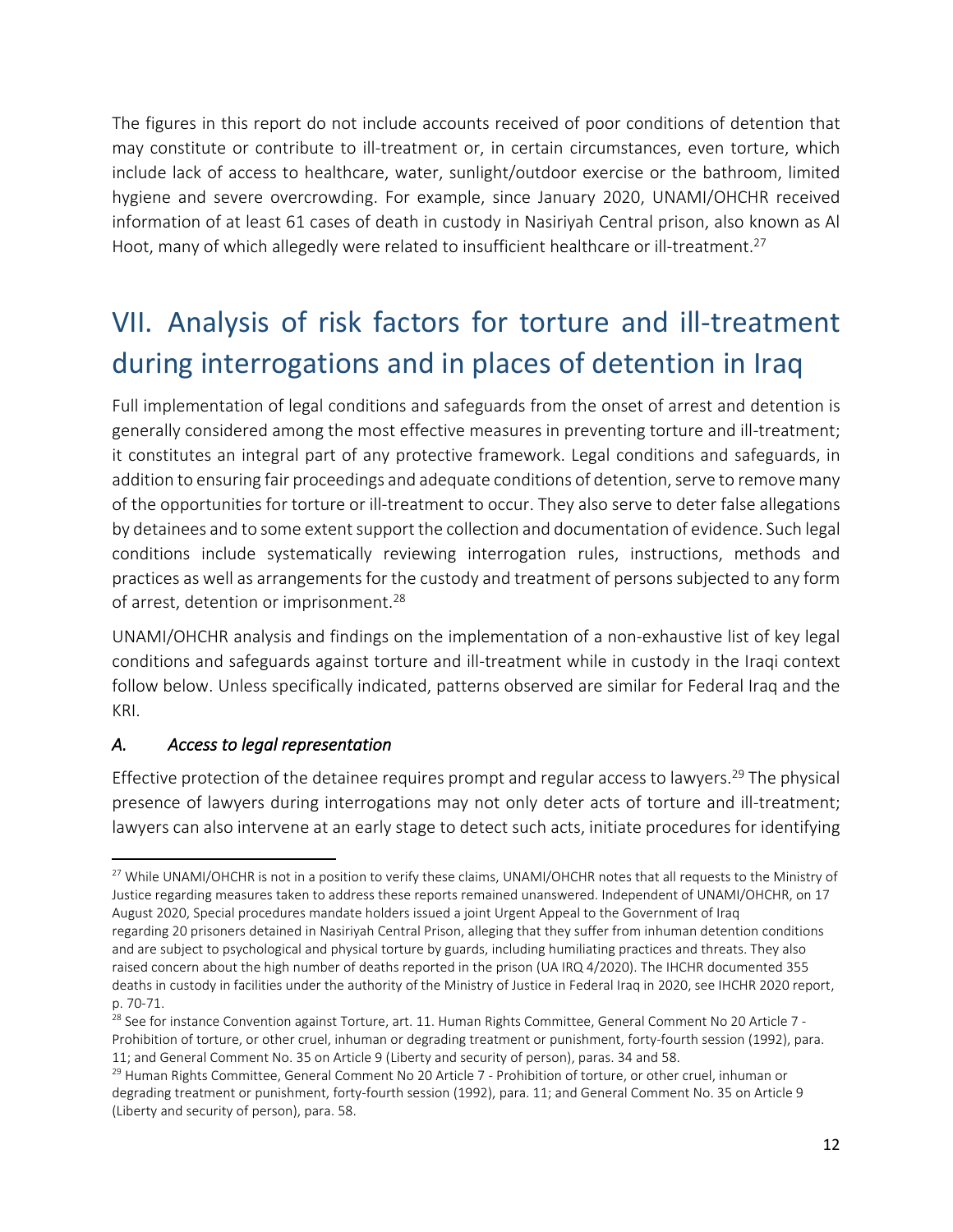The figures in this report do not include accounts received of poor conditions of detention that may constitute or contribute to ill-treatment or, in certain circumstances, even torture, which include lack of access to healthcare, water, sunlight/outdoor exercise or the bathroom, limited hygiene and severe overcrowding. For example, since January 2020, UNAMI/OHCHR received information of at least 61 cases of death in custody in Nasiriyah Central prison, also known as Al Hoot, many of which allegedly were related to insufficient healthcare or ill-treatment.[27]

# VII. Analysis of risk factors for torture and ill-treatment during interrogations and in places of detention in Iraq

Full implementation of legal conditions and safeguards from the onset of arrest and detention is generally considered among the most effective measures in preventing torture and ill-treatment; it constitutes an integral part of any protective framework. Legal conditions and safeguards, in addition to ensuring fair proceedings and adequate conditions of detention, serve to remove many of the opportunities for torture or ill-treatment to occur. They also serve to deter false allegations by detainees and to some extent support the collection and documentation of evidence. Such legal conditions include systematically reviewing interrogation rules, instructions, methods and practices as well as arrangements for the custody and treatment of persons subjected to any form of arrest, detention or imprisonment.[28]

UNAMI/OHCHR analysis and findings on the implementation of a non-exhaustive list of key legal conditions and safeguards against torture and ill-treatment while in custody in the Iraqi context follow below. Unless specifically indicated, patterns observed are similar for Federal Iraq and the KRI.

### *A. Access to legal representation*

Effective protection of the detainee requires prompt and regular access to lawyers.[29] The physical presence of lawyers during interrogations may not only deter acts of torture and ill-treatment; lawyers can also intervene at an early stage to detect such acts, initiate procedures for identifying

---

[27] While UNAMI/OHCHR is not in a position to verify these claims, UNAMI/OHCHR notes that all requests to the Ministry of Justice regarding measures taken to address these reports remained unanswered. Independent of UNAMI/OHCHR, on 17 August 2020, Special procedures mandate holders issued a joint Urgent Appeal to the Government of Iraq regarding 20 prisoners detained in Nasiriyah Central Prison, alleging that they suffer from inhuman detention conditions and are subject to psychological and physical torture by guards, including humiliating practices and threats. They also raised concern about the high number of deaths reported in the prison (UA IRQ 4/2020). The IHCHR documented 355 deaths in custody in facilities under the authority of the Ministry of Justice in Federal Iraq in 2020, see IHCHR 2020 report, p. 70-71.

[28] See for instance Convention against Torture, art. 11. Human Rights Committee, General Comment No 20 Article 7 - Prohibition of torture, or other cruel, inhuman or degrading treatment or punishment, forty-fourth session (1992), para. 11; and General Comment No. 35 on Article 9 (Liberty and security of person), paras. 34 and 58.

[29] Human Rights Committee, General Comment No 20 Article 7 - Prohibition of torture, or other cruel, inhuman or degrading treatment or punishment, forty-fourth session (1992), para. 11; and General Comment No. 35 on Article 9 (Liberty and security of person), para. 58.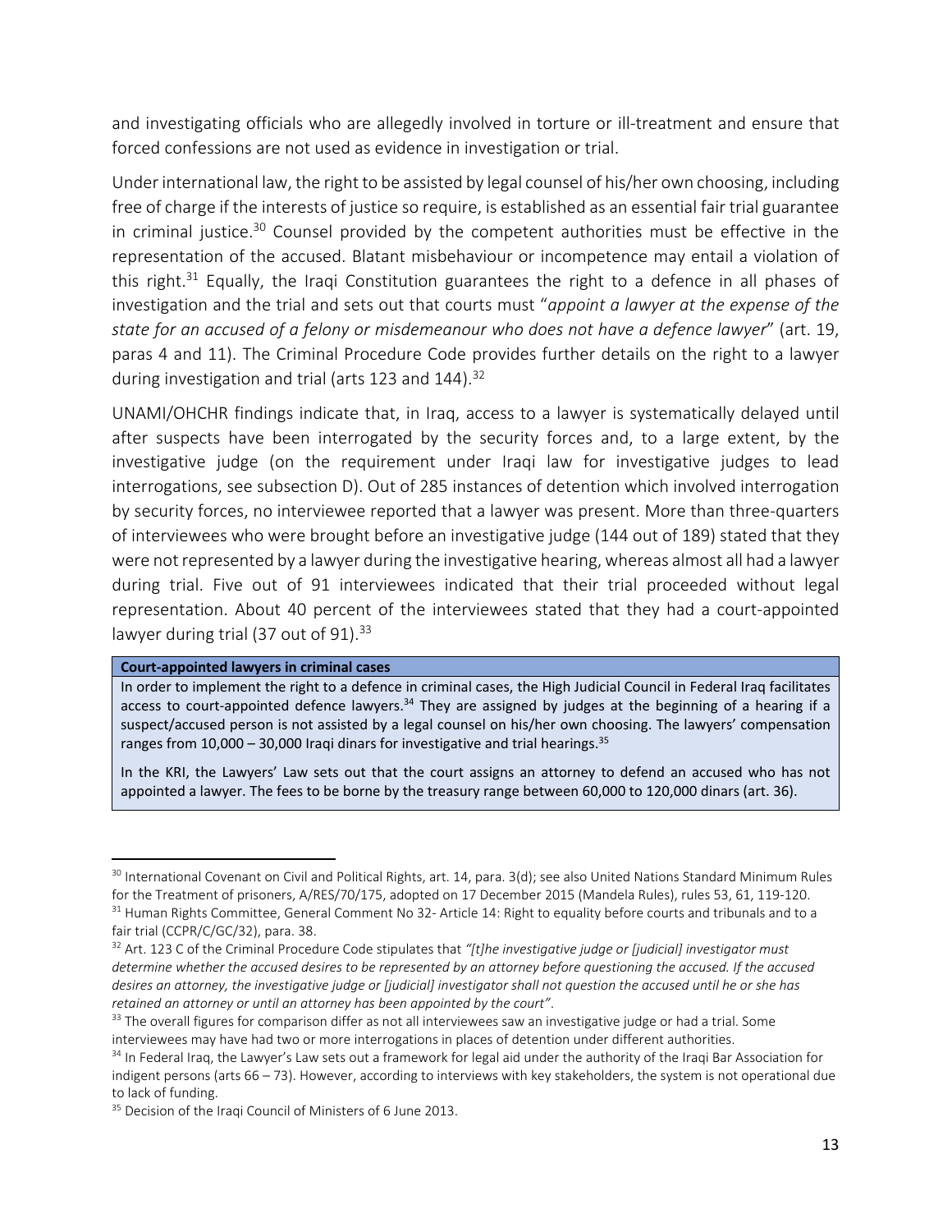and investigating officials who are allegedly involved in torture or ill-treatment and ensure that forced confessions are not used as evidence in investigation or trial.

Under international law, the right to be assisted by legal counsel of his/her own choosing, including free of charge if the interests of justice so require, is established as an essential fair trial guarantee in criminal justice.[30] Counsel provided by the competent authorities must be effective in the representation of the accused. Blatant misbehaviour or incompetence may entail a violation of this right.[31] Equally, the Iraqi Constitution guarantees the right to a defence in all phases of investigation and the trial and sets out that courts must "*appoint a lawyer at the expense of the state for an accused of a felony or misdemeanour who does not have a defence lawyer*" (art. 19, paras 4 and 11). The Criminal Procedure Code provides further details on the right to a lawyer during investigation and trial (arts 123 and 144).[32]

UNAMI/OHCHR findings indicate that, in Iraq, access to a lawyer is systematically delayed until after suspects have been interrogated by the security forces and, to a large extent, by the investigative judge (on the requirement under Iraqi law for investigative judges to lead interrogations, see subsection D). Out of 285 instances of detention which involved interrogation by security forces, no interviewee reported that a lawyer was present. More than three-quarters of interviewees who were brought before an investigative judge (144 out of 189) stated that they were not represented by a lawyer during the investigative hearing, whereas almost all had a lawyer during trial. Five out of 91 interviewees indicated that their trial proceeded without legal representation. About 40 percent of the interviewees stated that they had a court-appointed lawyer during trial (37 out of 91).[33]

**Court-appointed lawyers in criminal cases**

In order to implement the right to a defence in criminal cases, the High Judicial Council in Federal Iraq facilitates access to court-appointed defence lawyers.[34] They are assigned by judges at the beginning of a hearing if a suspect/accused person is not assisted by a legal counsel on his/her own choosing. The lawyers' compensation ranges from 10,000 – 30,000 Iraqi dinars for investigative and trial hearings.[35]

In the KRI, the Lawyers' Law sets out that the court assigns an attorney to defend an accused who has not appointed a lawyer. The fees to be borne by the treasury range between 60,000 to 120,000 dinars (art. 36).

---

[30] International Covenant on Civil and Political Rights, art. 14, para. 3(d); see also United Nations Standard Minimum Rules for the Treatment of prisoners, A/RES/70/175, adopted on 17 December 2015 (Mandela Rules), rules 53, 61, 119-120.

[31] Human Rights Committee, General Comment No 32- Article 14: Right to equality before courts and tribunals and to a fair trial (CCPR/C/GC/32), para. 38.

[32] Art. 123 C of the Criminal Procedure Code stipulates that *"[t]he investigative judge or [judicial] investigator must determine whether the accused desires to be represented by an attorney before questioning the accused. If the accused desires an attorney, the investigative judge or [judicial] investigator shall not question the accused until he or she has retained an attorney or until an attorney has been appointed by the court"*.

[33] The overall figures for comparison differ as not all interviewees saw an investigative judge or had a trial. Some interviewees may have had two or more interrogations in places of detention under different authorities.

[34] In Federal Iraq, the Lawyer's Law sets out a framework for legal aid under the authority of the Iraqi Bar Association for indigent persons (arts 66 – 73). However, according to interviews with key stakeholders, the system is not operational due to lack of funding.

[35] Decision of the Iraqi Council of Ministers of 6 June 2013.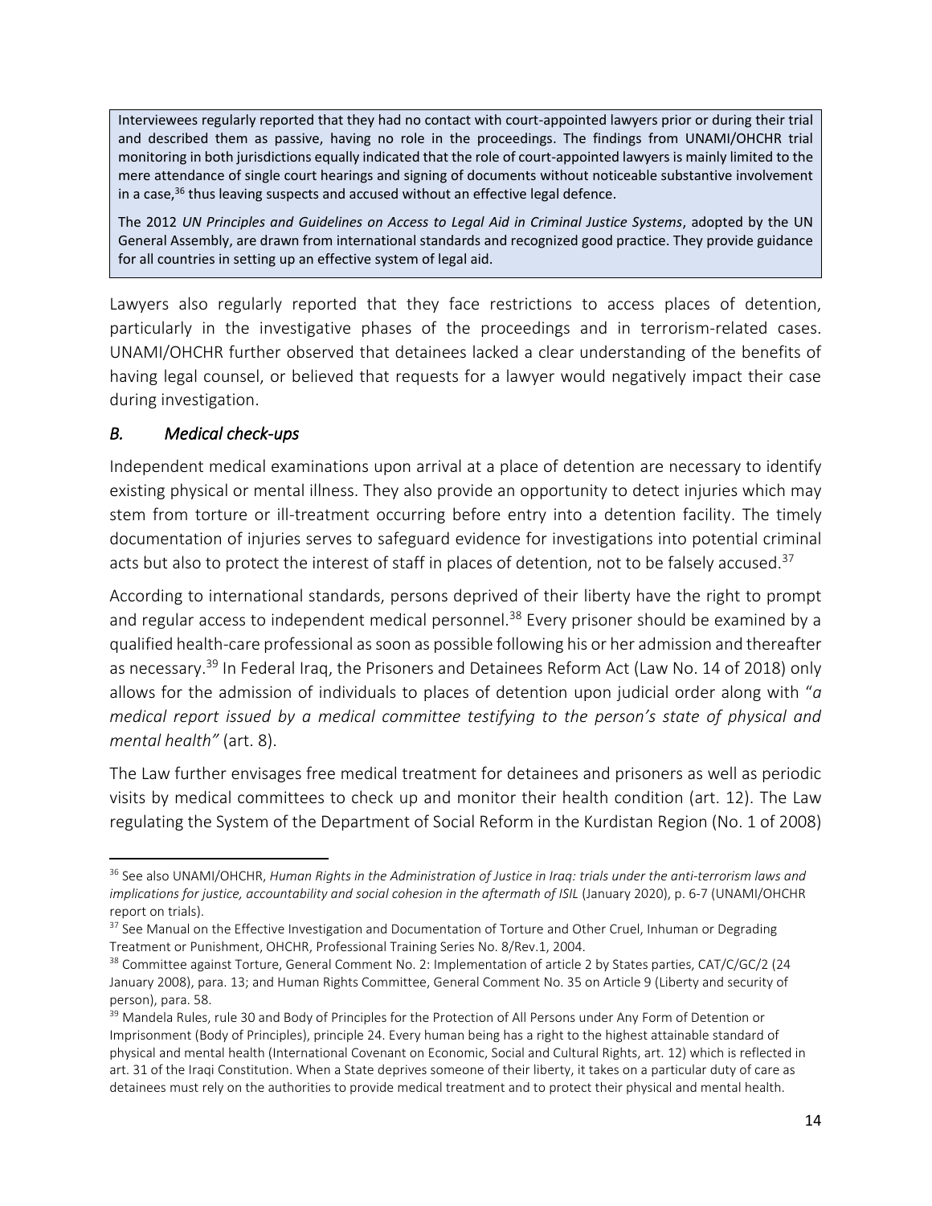Interviewees regularly reported that they had no contact with court-appointed lawyers prior or during their trial and described them as passive, having no role in the proceedings. The findings from UNAMI/OHCHR trial monitoring in both jurisdictions equally indicated that the role of court-appointed lawyers is mainly limited to the mere attendance of single court hearings and signing of documents without noticeable substantive involvement in a case,[36] thus leaving suspects and accused without an effective legal defence.

The 2012 *UN Principles and Guidelines on Access to Legal Aid in Criminal Justice Systems*, adopted by the UN General Assembly, are drawn from international standards and recognized good practice. They provide guidance for all countries in setting up an effective system of legal aid.

Lawyers also regularly reported that they face restrictions to access places of detention, particularly in the investigative phases of the proceedings and in terrorism-related cases. UNAMI/OHCHR further observed that detainees lacked a clear understanding of the benefits of having legal counsel, or believed that requests for a lawyer would negatively impact their case during investigation.

### *B. Medical check-ups*

Independent medical examinations upon arrival at a place of detention are necessary to identify existing physical or mental illness. They also provide an opportunity to detect injuries which may stem from torture or ill-treatment occurring before entry into a detention facility. The timely documentation of injuries serves to safeguard evidence for investigations into potential criminal acts but also to protect the interest of staff in places of detention, not to be falsely accused.[37]

According to international standards, persons deprived of their liberty have the right to prompt and regular access to independent medical personnel.[38] Every prisoner should be examined by a qualified health-care professional as soon as possible following his or her admission and thereafter as necessary.[39] In Federal Iraq, the Prisoners and Detainees Reform Act (Law No. 14 of 2018) only allows for the admission of individuals to places of detention upon judicial order along with "*a medical report issued by a medical committee testifying to the person's state of physical and mental health"* (art. 8).

The Law further envisages free medical treatment for detainees and prisoners as well as periodic visits by medical committees to check up and monitor their health condition (art. 12). The Law regulating the System of the Department of Social Reform in the Kurdistan Region (No. 1 of 2008)

---

[36] See also UNAMI/OHCHR, *Human Rights in the Administration of Justice in Iraq: trials under the anti-terrorism laws and implications for justice, accountability and social cohesion in the aftermath of ISIL* (January 2020), p. 6-7 (UNAMI/OHCHR report on trials).

[37] See Manual on the Effective Investigation and Documentation of Torture and Other Cruel, Inhuman or Degrading Treatment or Punishment, OHCHR, Professional Training Series No. 8/Rev.1, 2004.

[38] Committee against Torture, General Comment No. 2: Implementation of article 2 by States parties, CAT/C/GC/2 (24 January 2008), para. 13; and Human Rights Committee, General Comment No. 35 on Article 9 (Liberty and security of person), para. 58.

[39] Mandela Rules, rule 30 and Body of Principles for the Protection of All Persons under Any Form of Detention or Imprisonment (Body of Principles), principle 24. Every human being has a right to the highest attainable standard of physical and mental health (International Covenant on Economic, Social and Cultural Rights, art. 12) which is reflected in art. 31 of the Iraqi Constitution. When a State deprives someone of their liberty, it takes on a particular duty of care as detainees must rely on the authorities to provide medical treatment and to protect their physical and mental health.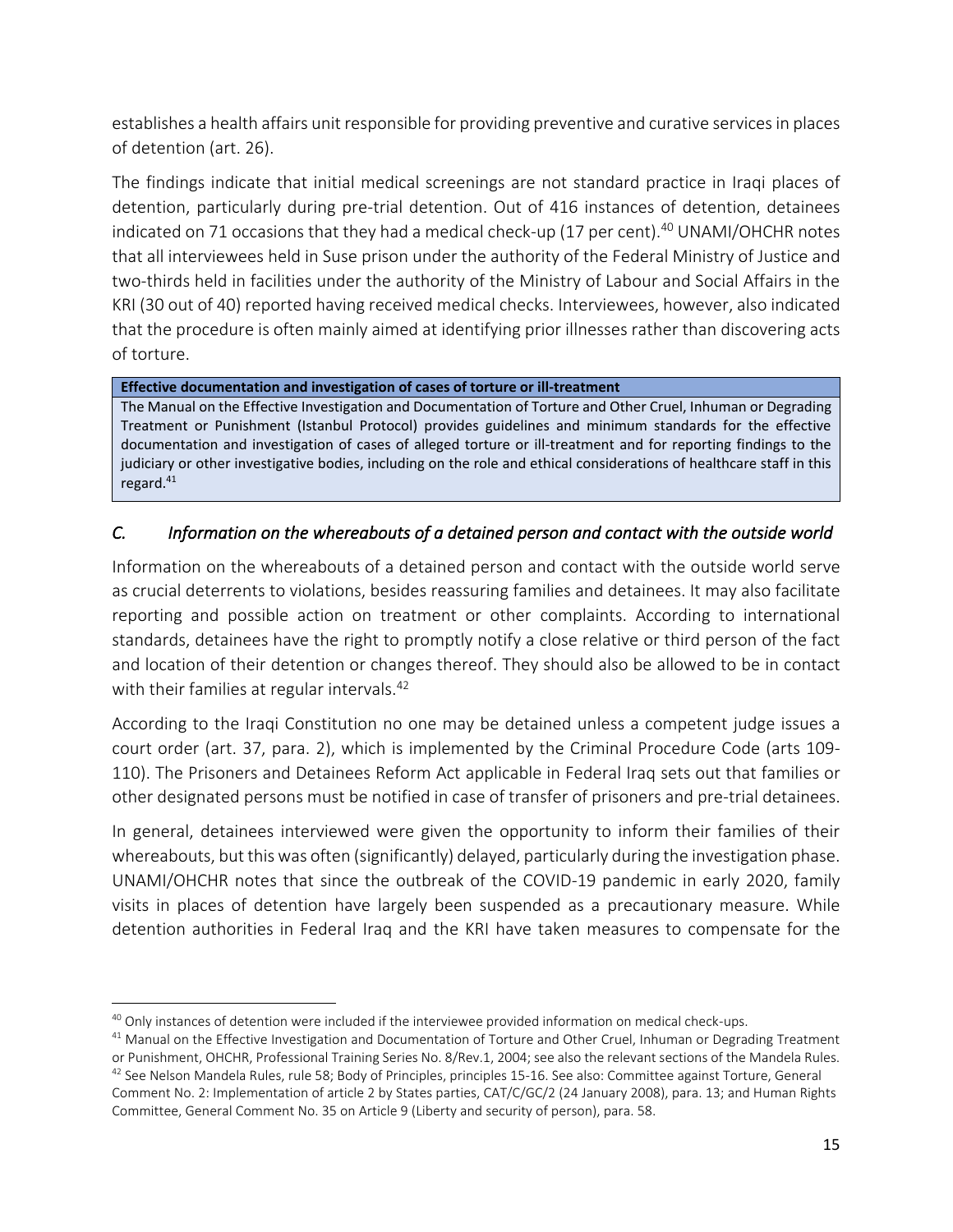establishes a health affairs unit responsible for providing preventive and curative services in places of detention (art. 26).

The findings indicate that initial medical screenings are not standard practice in Iraqi places of detention, particularly during pre-trial detention. Out of 416 instances of detention, detainees indicated on 71 occasions that they had a medical check-up (17 per cent).[40] UNAMI/OHCHR notes that all interviewees held in Suse prison under the authority of the Federal Ministry of Justice and two-thirds held in facilities under the authority of the Ministry of Labour and Social Affairs in the KRI (30 out of 40) reported having received medical checks. Interviewees, however, also indicated that the procedure is often mainly aimed at identifying prior illnesses rather than discovering acts of torture.

| **Effective documentation and investigation of cases of torture or ill-treatment** |
|---|
| The Manual on the Effective Investigation and Documentation of Torture and Other Cruel, Inhuman or Degrading Treatment or Punishment (Istanbul Protocol) provides guidelines and minimum standards for the effective documentation and investigation of cases of alleged torture or ill-treatment and for reporting findings to the judiciary or other investigative bodies, including on the role and ethical considerations of healthcare staff in this regard.[41] |

## *C. Information on the whereabouts of a detained person and contact with the outside world*

Information on the whereabouts of a detained person and contact with the outside world serve as crucial deterrents to violations, besides reassuring families and detainees. It may also facilitate reporting and possible action on treatment or other complaints. According to international standards, detainees have the right to promptly notify a close relative or third person of the fact and location of their detention or changes thereof. They should also be allowed to be in contact with their families at regular intervals.[42]

According to the Iraqi Constitution no one may be detained unless a competent judge issues a court order (art. 37, para. 2), which is implemented by the Criminal Procedure Code (arts 109-110). The Prisoners and Detainees Reform Act applicable in Federal Iraq sets out that families or other designated persons must be notified in case of transfer of prisoners and pre-trial detainees.

In general, detainees interviewed were given the opportunity to inform their families of their whereabouts, but this was often (significantly) delayed, particularly during the investigation phase. UNAMI/OHCHR notes that since the outbreak of the COVID-19 pandemic in early 2020, family visits in places of detention have largely been suspended as a precautionary measure. While detention authorities in Federal Iraq and the KRI have taken measures to compensate for the

---

[40] Only instances of detention were included if the interviewee provided information on medical check-ups.

[41] Manual on the Effective Investigation and Documentation of Torture and Other Cruel, Inhuman or Degrading Treatment or Punishment, OHCHR, Professional Training Series No. 8/Rev.1, 2004; see also the relevant sections of the Mandela Rules.

[42] See Nelson Mandela Rules, rule 58; Body of Principles, principles 15-16. See also: Committee against Torture, General Comment No. 2: Implementation of article 2 by States parties, CAT/C/GC/2 (24 January 2008), para. 13; and Human Rights Committee, General Comment No. 35 on Article 9 (Liberty and security of person), para. 58.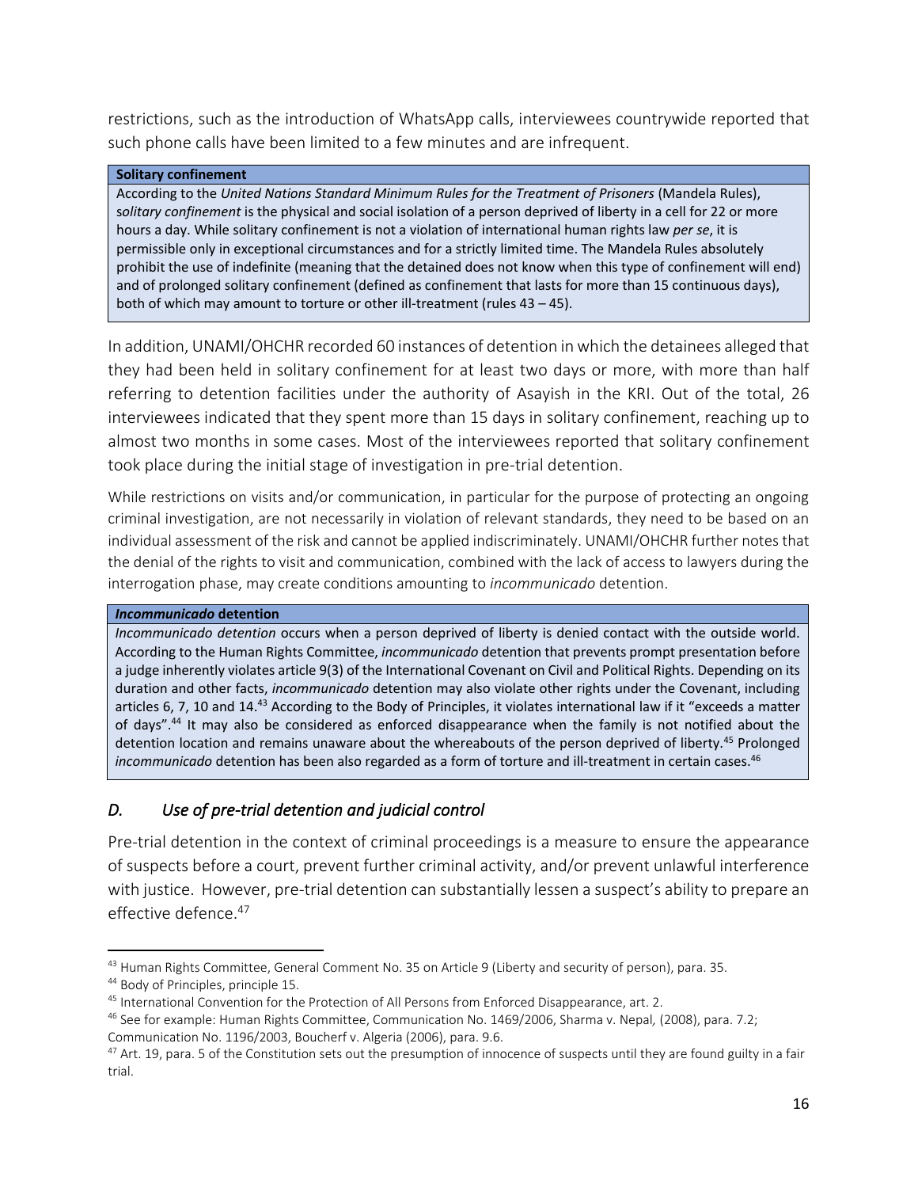restrictions, such as the introduction of WhatsApp calls, interviewees countrywide reported that such phone calls have been limited to a few minutes and are infrequent.

| **Solitary confinement** |
| --- |
| According to the *United Nations Standard Minimum Rules for the Treatment of Prisoners* (Mandela Rules), s*olitary confinement* is the physical and social isolation of a person deprived of liberty in a cell for 22 or more hours a day. While solitary confinement is not a violation of international human rights law *per se*, it is permissible only in exceptional circumstances and for a strictly limited time. The Mandela Rules absolutely prohibit the use of indefinite (meaning that the detained does not know when this type of confinement will end) and of prolonged solitary confinement (defined as confinement that lasts for more than 15 continuous days), both of which may amount to torture or other ill-treatment (rules 43 – 45). |

In addition, UNAMI/OHCHR recorded 60 instances of detention in which the detainees alleged that they had been held in solitary confinement for at least two days or more, with more than half referring to detention facilities under the authority of Asayish in the KRI. Out of the total, 26 interviewees indicated that they spent more than 15 days in solitary confinement, reaching up to almost two months in some cases. Most of the interviewees reported that solitary confinement took place during the initial stage of investigation in pre-trial detention.

While restrictions on visits and/or communication, in particular for the purpose of protecting an ongoing criminal investigation, are not necessarily in violation of relevant standards, they need to be based on an individual assessment of the risk and cannot be applied indiscriminately. UNAMI/OHCHR further notes that the denial of the rights to visit and communication, combined with the lack of access to lawyers during the interrogation phase, may create conditions amounting to *incommunicado* detention.

| ***Incommunicado* detention** |
| --- |
| *Incommunicado detention* occurs when a person deprived of liberty is denied contact with the outside world. According to the Human Rights Committee, *incommunicado* detention that prevents prompt presentation before a judge inherently violates article 9(3) of the International Covenant on Civil and Political Rights. Depending on its duration and other facts, *incommunicado* detention may also violate other rights under the Covenant, including articles 6, 7, 10 and 14.[43] According to the Body of Principles, it violates international law if it "exceeds a matter of days".[44] It may also be considered as enforced disappearance when the family is not notified about the detention location and remains unaware about the whereabouts of the person deprived of liberty.[45] Prolonged *incommunicado* detention has been also regarded as a form of torture and ill-treatment in certain cases.[46] |

## *D. Use of pre-trial detention and judicial control*

Pre-trial detention in the context of criminal proceedings is a measure to ensure the appearance of suspects before a court, prevent further criminal activity, and/or prevent unlawful interference with justice. However, pre-trial detention can substantially lessen a suspect's ability to prepare an effective defence.[47]

---

[43] Human Rights Committee, General Comment No. 35 on Article 9 (Liberty and security of person), para. 35.

[44] Body of Principles, principle 15.

[45] International Convention for the Protection of All Persons from Enforced Disappearance, art. 2.

[46] See for example: Human Rights Committee, Communication No. 1469/2006, Sharma v. Nepal, (2008), para. 7.2; Communication No. 1196/2003, Boucherf v. Algeria (2006), para. 9.6.

[47] Art. 19, para. 5 of the Constitution sets out the presumption of innocence of suspects until they are found guilty in a fair trial.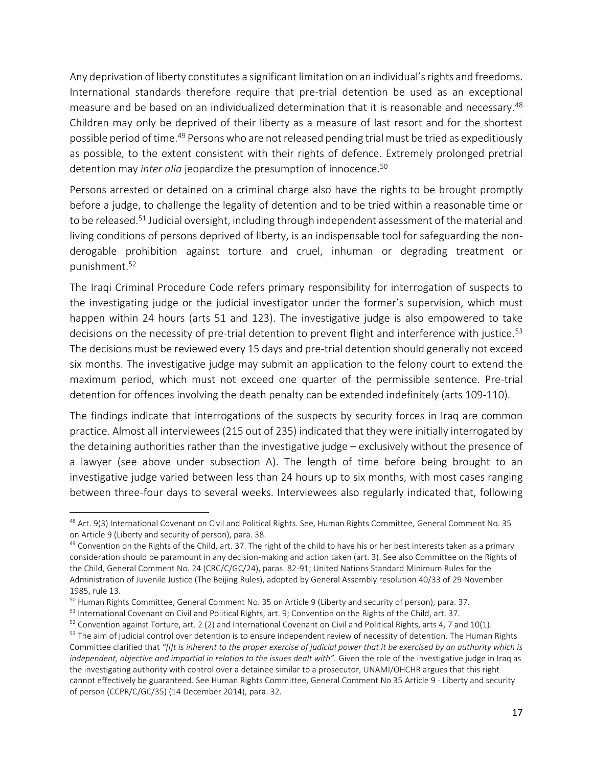Any deprivation of liberty constitutes a significant limitation on an individual's rights and freedoms. International standards therefore require that pre-trial detention be used as an exceptional measure and be based on an individualized determination that it is reasonable and necessary.[48] Children may only be deprived of their liberty as a measure of last resort and for the shortest possible period of time.[49] Persons who are not released pending trial must be tried as expeditiously as possible, to the extent consistent with their rights of defence. Extremely prolonged pretrial detention may *inter alia* jeopardize the presumption of innocence.[50]

Persons arrested or detained on a criminal charge also have the rights to be brought promptly before a judge, to challenge the legality of detention and to be tried within a reasonable time or to be released.[51] Judicial oversight, including through independent assessment of the material and living conditions of persons deprived of liberty, is an indispensable tool for safeguarding the non-derogable prohibition against torture and cruel, inhuman or degrading treatment or punishment.[52]

The Iraqi Criminal Procedure Code refers primary responsibility for interrogation of suspects to the investigating judge or the judicial investigator under the former's supervision, which must happen within 24 hours (arts 51 and 123). The investigative judge is also empowered to take decisions on the necessity of pre-trial detention to prevent flight and interference with justice.[53] The decisions must be reviewed every 15 days and pre-trial detention should generally not exceed six months. The investigative judge may submit an application to the felony court to extend the maximum period, which must not exceed one quarter of the permissible sentence. Pre-trial detention for offences involving the death penalty can be extended indefinitely (arts 109-110).

The findings indicate that interrogations of the suspects by security forces in Iraq are common practice. Almost all interviewees (215 out of 235) indicated that they were initially interrogated by the detaining authorities rather than the investigative judge – exclusively without the presence of a lawyer (see above under subsection A). The length of time before being brought to an investigative judge varied between less than 24 hours up to six months, with most cases ranging between three-four days to several weeks. Interviewees also regularly indicated that, following

---

[48] Art. 9(3) International Covenant on Civil and Political Rights. See, Human Rights Committee, General Comment No. 35 on Article 9 (Liberty and security of person), para. 38.

[49] Convention on the Rights of the Child, art. 37. The right of the child to have his or her best interests taken as a primary consideration should be paramount in any decision-making and action taken (art. 3). See also Committee on the Rights of the Child, General Comment No. 24 (CRC/C/GC/24), paras. 82-91; United Nations Standard Minimum Rules for the Administration of Juvenile Justice (The Beijing Rules), adopted by General Assembly resolution 40/33 of 29 November 1985, rule 13.

[50] Human Rights Committee, General Comment No. 35 on Article 9 (Liberty and security of person), para. 37.

[51] International Covenant on Civil and Political Rights, art. 9; Convention on the Rights of the Child, art. 37.

[52] Convention against Torture, art. 2 (2) and International Covenant on Civil and Political Rights, arts 4, 7 and 10(1).

[53] The aim of judicial control over detention is to ensure independent review of necessity of detention. The Human Rights Committee clarified that *"[i]t is inherent to the proper exercise of judicial power that it be exercised by an authority which is independent, objective and impartial in relation to the issues dealt with"*. Given the role of the investigative judge in Iraq as the investigating authority with control over a detainee similar to a prosecutor, UNAMI/OHCHR argues that this right cannot effectively be guaranteed. See Human Rights Committee, General Comment No 35 Article 9 - Liberty and security of person (CCPR/C/GC/35) (14 December 2014), para. 32.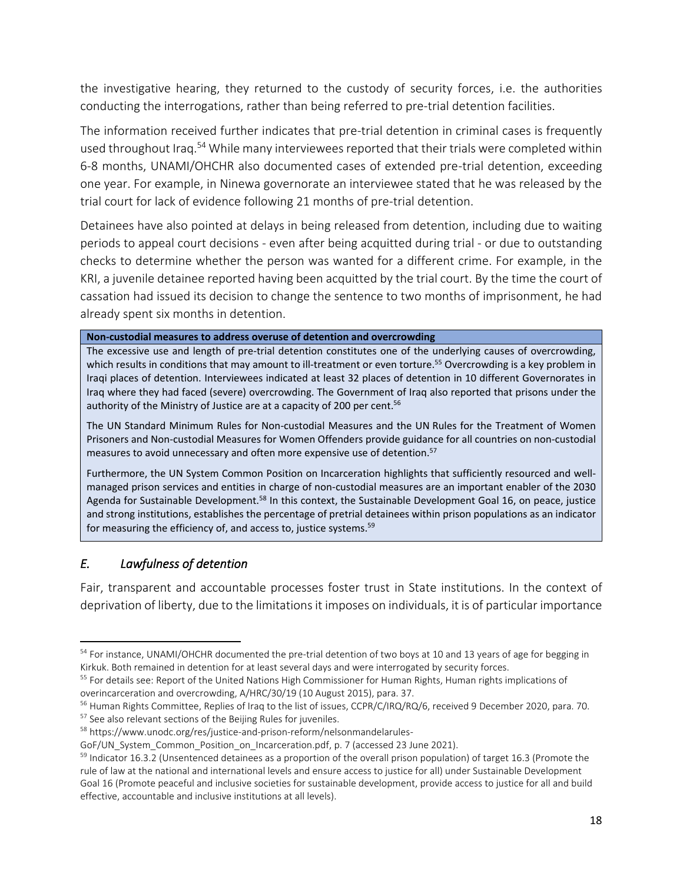the investigative hearing, they returned to the custody of security forces, i.e. the authorities conducting the interrogations, rather than being referred to pre-trial detention facilities.

The information received further indicates that pre-trial detention in criminal cases is frequently used throughout Iraq.[54] While many interviewees reported that their trials were completed within 6-8 months, UNAMI/OHCHR also documented cases of extended pre-trial detention, exceeding one year. For example, in Ninewa governorate an interviewee stated that he was released by the trial court for lack of evidence following 21 months of pre-trial detention.

Detainees have also pointed at delays in being released from detention, including due to waiting periods to appeal court decisions - even after being acquitted during trial - or due to outstanding checks to determine whether the person was wanted for a different crime. For example, in the KRI, a juvenile detainee reported having been acquitted by the trial court. By the time the court of cassation had issued its decision to change the sentence to two months of imprisonment, he had already spent six months in detention.

> **Non-custodial measures to address overuse of detention and overcrowding**
>
> The excessive use and length of pre-trial detention constitutes one of the underlying causes of overcrowding, which results in conditions that may amount to ill-treatment or even torture.[55] Overcrowding is a key problem in Iraqi places of detention. Interviewees indicated at least 32 places of detention in 10 different Governorates in Iraq where they had faced (severe) overcrowding. The Government of Iraq also reported that prisons under the authority of the Ministry of Justice are at a capacity of 200 per cent.[56]
>
> The UN Standard Minimum Rules for Non-custodial Measures and the UN Rules for the Treatment of Women Prisoners and Non-custodial Measures for Women Offenders provide guidance for all countries on non-custodial measures to avoid unnecessary and often more expensive use of detention.[57]
>
> Furthermore, the UN System Common Position on Incarceration highlights that sufficiently resourced and well-managed prison services and entities in charge of non-custodial measures are an important enabler of the 2030 Agenda for Sustainable Development.[58] In this context, the Sustainable Development Goal 16, on peace, justice and strong institutions, establishes the percentage of pretrial detainees within prison populations as an indicator for measuring the efficiency of, and access to, justice systems.[59]

### *E. Lawfulness of detention*

Fair, transparent and accountable processes foster trust in State institutions. In the context of deprivation of liberty, due to the limitations it imposes on individuals, it is of particular importance

---

[54] For instance, UNAMI/OHCHR documented the pre-trial detention of two boys at 10 and 13 years of age for begging in Kirkuk. Both remained in detention for at least several days and were interrogated by security forces.

[55] For details see: Report of the United Nations High Commissioner for Human Rights, Human rights implications of overincarceration and overcrowding, A/HRC/30/19 (10 August 2015), para. 37.

[56] Human Rights Committee, Replies of Iraq to the list of issues, CCPR/C/IRQ/RQ/6, received 9 December 2020, para. 70.

[57] See also relevant sections of the Beijing Rules for juveniles.

[58] https://www.unodc.org/res/justice-and-prison-reform/nelsonmandelarules-GoF/UN_System_Common_Position_on_Incarceration.pdf, p. 7 (accessed 23 June 2021).

[59] Indicator 16.3.2 (Unsentenced detainees as a proportion of the overall prison population) of target 16.3 (Promote the rule of law at the national and international levels and ensure access to justice for all) under Sustainable Development Goal 16 (Promote peaceful and inclusive societies for sustainable development, provide access to justice for all and build effective, accountable and inclusive institutions at all levels).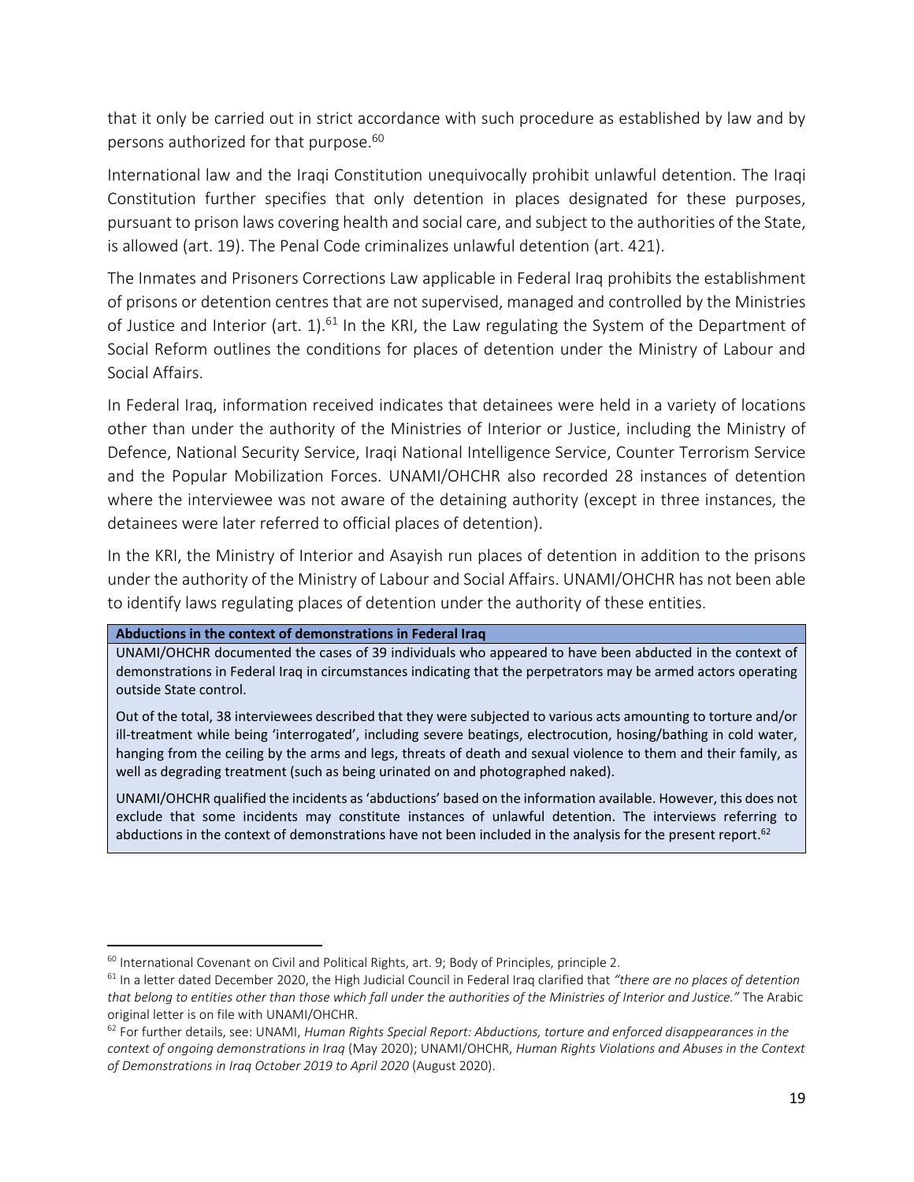that it only be carried out in strict accordance with such procedure as established by law and by persons authorized for that purpose.[60]

International law and the Iraqi Constitution unequivocally prohibit unlawful detention. The Iraqi Constitution further specifies that only detention in places designated for these purposes, pursuant to prison laws covering health and social care, and subject to the authorities of the State, is allowed (art. 19). The Penal Code criminalizes unlawful detention (art. 421).

The Inmates and Prisoners Corrections Law applicable in Federal Iraq prohibits the establishment of prisons or detention centres that are not supervised, managed and controlled by the Ministries of Justice and Interior (art. 1).[61] In the KRI, the Law regulating the System of the Department of Social Reform outlines the conditions for places of detention under the Ministry of Labour and Social Affairs.

In Federal Iraq, information received indicates that detainees were held in a variety of locations other than under the authority of the Ministries of Interior or Justice, including the Ministry of Defence, National Security Service, Iraqi National Intelligence Service, Counter Terrorism Service and the Popular Mobilization Forces. UNAMI/OHCHR also recorded 28 instances of detention where the interviewee was not aware of the detaining authority (except in three instances, the detainees were later referred to official places of detention).

In the KRI, the Ministry of Interior and Asayish run places of detention in addition to the prisons under the authority of the Ministry of Labour and Social Affairs. UNAMI/OHCHR has not been able to identify laws regulating places of detention under the authority of these entities.

**Abductions in the context of demonstrations in Federal Iraq**

UNAMI/OHCHR documented the cases of 39 individuals who appeared to have been abducted in the context of demonstrations in Federal Iraq in circumstances indicating that the perpetrators may be armed actors operating outside State control.

Out of the total, 38 interviewees described that they were subjected to various acts amounting to torture and/or ill-treatment while being 'interrogated', including severe beatings, electrocution, hosing/bathing in cold water, hanging from the ceiling by the arms and legs, threats of death and sexual violence to them and their family, as well as degrading treatment (such as being urinated on and photographed naked).

UNAMI/OHCHR qualified the incidents as 'abductions' based on the information available. However, this does not exclude that some incidents may constitute instances of unlawful detention. The interviews referring to abductions in the context of demonstrations have not been included in the analysis for the present report.[62]

---

[60] International Covenant on Civil and Political Rights, art. 9; Body of Principles, principle 2.

[61] In a letter dated December 2020, the High Judicial Council in Federal Iraq clarified that *"there are no places of detention that belong to entities other than those which fall under the authorities of the Ministries of Interior and Justice."* The Arabic original letter is on file with UNAMI/OHCHR.

[62] For further details, see: UNAMI, *Human Rights Special Report: Abductions, torture and enforced disappearances in the context of ongoing demonstrations in Iraq* (May 2020); UNAMI/OHCHR, *Human Rights Violations and Abuses in the Context of Demonstrations in Iraq October 2019 to April 2020* (August 2020).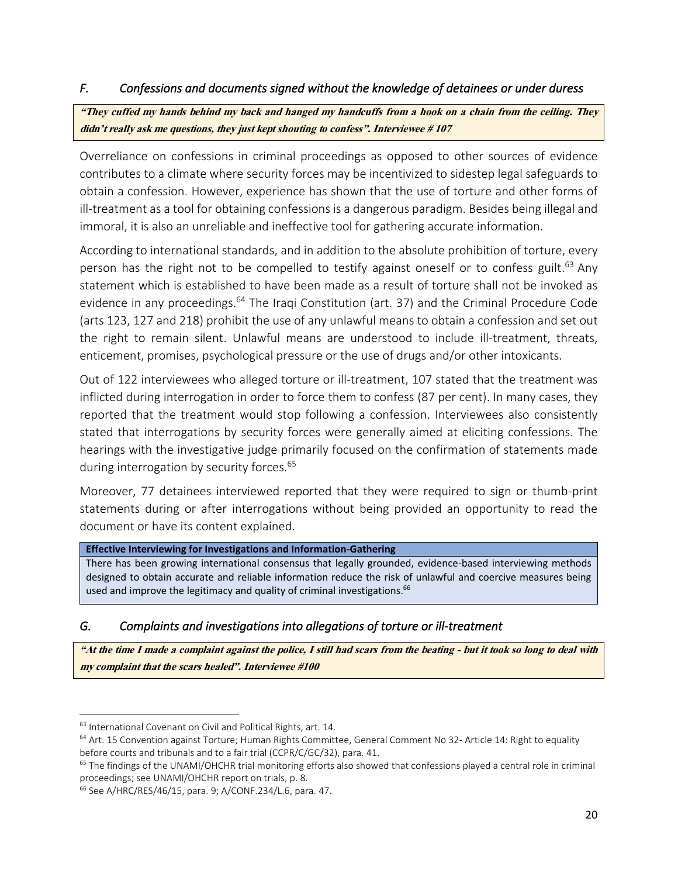### *F. Confessions and documents signed without the knowledge of detainees or under duress*

> ***"They cuffed my hands behind my back and hanged my handcuffs from a hook on a chain from the ceiling. They didn't really ask me questions, they just kept shouting to confess". Interviewee # 107***

Overreliance on confessions in criminal proceedings as opposed to other sources of evidence contributes to a climate where security forces may be incentivized to sidestep legal safeguards to obtain a confession. However, experience has shown that the use of torture and other forms of ill-treatment as a tool for obtaining confessions is a dangerous paradigm. Besides being illegal and immoral, it is also an unreliable and ineffective tool for gathering accurate information.

According to international standards, and in addition to the absolute prohibition of torture, every person has the right not to be compelled to testify against oneself or to confess guilt.[63] Any statement which is established to have been made as a result of torture shall not be invoked as evidence in any proceedings.[64] The Iraqi Constitution (art. 37) and the Criminal Procedure Code (arts 123, 127 and 218) prohibit the use of any unlawful means to obtain a confession and set out the right to remain silent. Unlawful means are understood to include ill-treatment, threats, enticement, promises, psychological pressure or the use of drugs and/or other intoxicants.

Out of 122 interviewees who alleged torture or ill-treatment, 107 stated that the treatment was inflicted during interrogation in order to force them to confess (87 per cent). In many cases, they reported that the treatment would stop following a confession. Interviewees also consistently stated that interrogations by security forces were generally aimed at eliciting confessions. The hearings with the investigative judge primarily focused on the confirmation of statements made during interrogation by security forces.[65]

Moreover, 77 detainees interviewed reported that they were required to sign or thumb-print statements during or after interrogations without being provided an opportunity to read the document or have its content explained.

> **Effective Interviewing for Investigations and Information-Gathering**
>
> There has been growing international consensus that legally grounded, evidence-based interviewing methods designed to obtain accurate and reliable information reduce the risk of unlawful and coercive measures being used and improve the legitimacy and quality of criminal investigations.[66]

### *G. Complaints and investigations into allegations of torture or ill-treatment*

> ***"At the time I made a complaint against the police, I still had scars from the beating - but it took so long to deal with my complaint that the scars healed". Interviewee #100***

---

[63] International Covenant on Civil and Political Rights, art. 14.

[64] Art. 15 Convention against Torture; Human Rights Committee, General Comment No 32- Article 14: Right to equality before courts and tribunals and to a fair trial (CCPR/C/GC/32), para. 41.

[65] The findings of the UNAMI/OHCHR trial monitoring efforts also showed that confessions played a central role in criminal proceedings; see UNAMI/OHCHR report on trials, p. 8.

[66] See A/HRC/RES/46/15, para. 9; A/CONF.234/L.6, para. 47.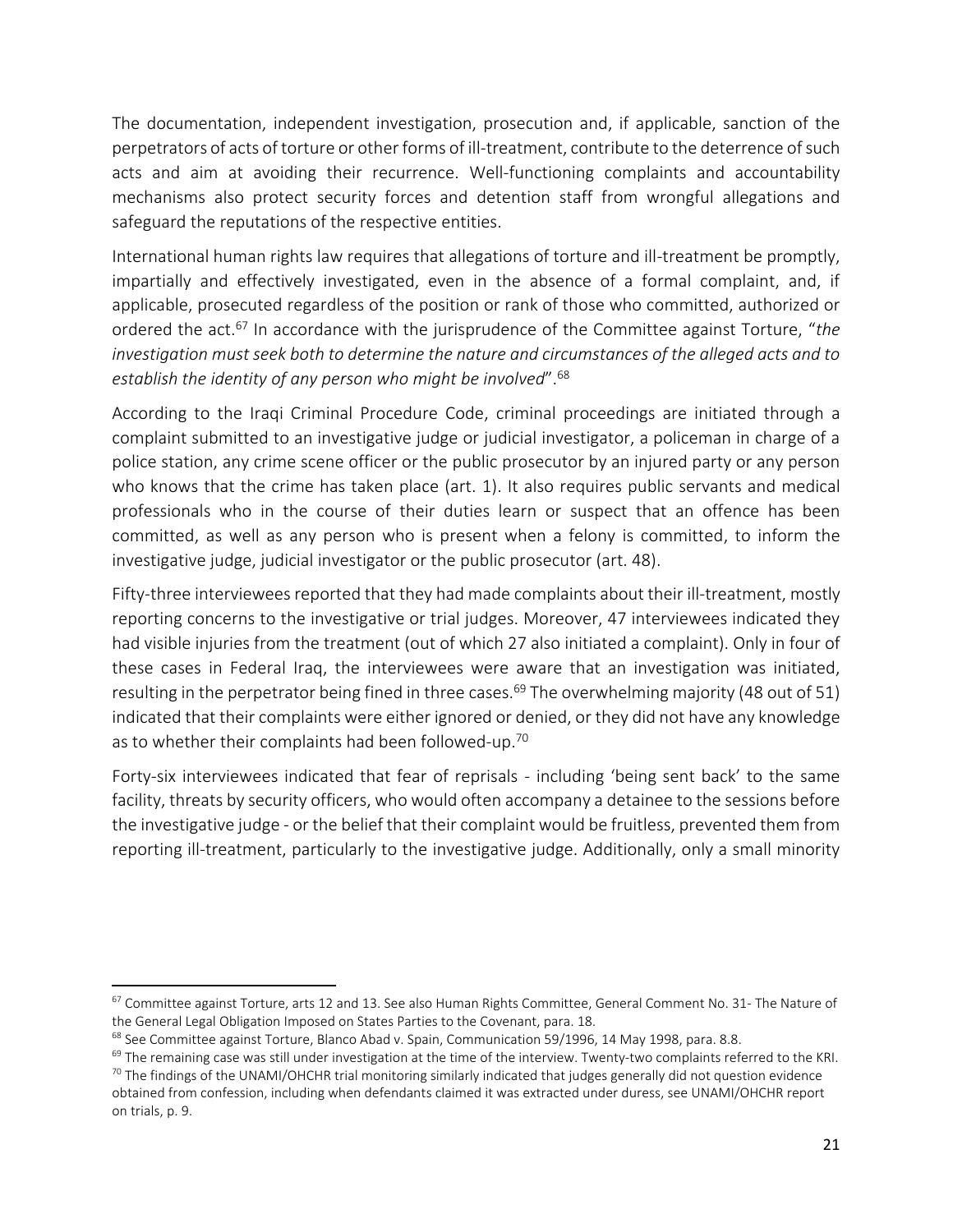The documentation, independent investigation, prosecution and, if applicable, sanction of the perpetrators of acts of torture or other forms of ill-treatment, contribute to the deterrence of such acts and aim at avoiding their recurrence. Well-functioning complaints and accountability mechanisms also protect security forces and detention staff from wrongful allegations and safeguard the reputations of the respective entities.

International human rights law requires that allegations of torture and ill-treatment be promptly, impartially and effectively investigated, even in the absence of a formal complaint, and, if applicable, prosecuted regardless of the position or rank of those who committed, authorized or ordered the act.[67] In accordance with the jurisprudence of the Committee against Torture, "*the investigation must seek both to determine the nature and circumstances of the alleged acts and to establish the identity of any person who might be involved*".[68]

According to the Iraqi Criminal Procedure Code, criminal proceedings are initiated through a complaint submitted to an investigative judge or judicial investigator, a policeman in charge of a police station, any crime scene officer or the public prosecutor by an injured party or any person who knows that the crime has taken place (art. 1). It also requires public servants and medical professionals who in the course of their duties learn or suspect that an offence has been committed, as well as any person who is present when a felony is committed, to inform the investigative judge, judicial investigator or the public prosecutor (art. 48).

Fifty-three interviewees reported that they had made complaints about their ill-treatment, mostly reporting concerns to the investigative or trial judges. Moreover, 47 interviewees indicated they had visible injuries from the treatment (out of which 27 also initiated a complaint). Only in four of these cases in Federal Iraq, the interviewees were aware that an investigation was initiated, resulting in the perpetrator being fined in three cases.[69] The overwhelming majority (48 out of 51) indicated that their complaints were either ignored or denied, or they did not have any knowledge as to whether their complaints had been followed-up.[70]

Forty-six interviewees indicated that fear of reprisals - including 'being sent back' to the same facility, threats by security officers, who would often accompany a detainee to the sessions before the investigative judge - or the belief that their complaint would be fruitless, prevented them from reporting ill-treatment, particularly to the investigative judge. Additionally, only a small minority

---

[67] Committee against Torture, arts 12 and 13. See also Human Rights Committee, General Comment No. 31- The Nature of the General Legal Obligation Imposed on States Parties to the Covenant, para. 18.

[68] See Committee against Torture, Blanco Abad v. Spain, Communication 59/1996, 14 May 1998, para. 8.8.

[69] The remaining case was still under investigation at the time of the interview. Twenty-two complaints referred to the KRI.

[70] The findings of the UNAMI/OHCHR trial monitoring similarly indicated that judges generally did not question evidence obtained from confession, including when defendants claimed it was extracted under duress, see UNAMI/OHCHR report on trials, p. 9.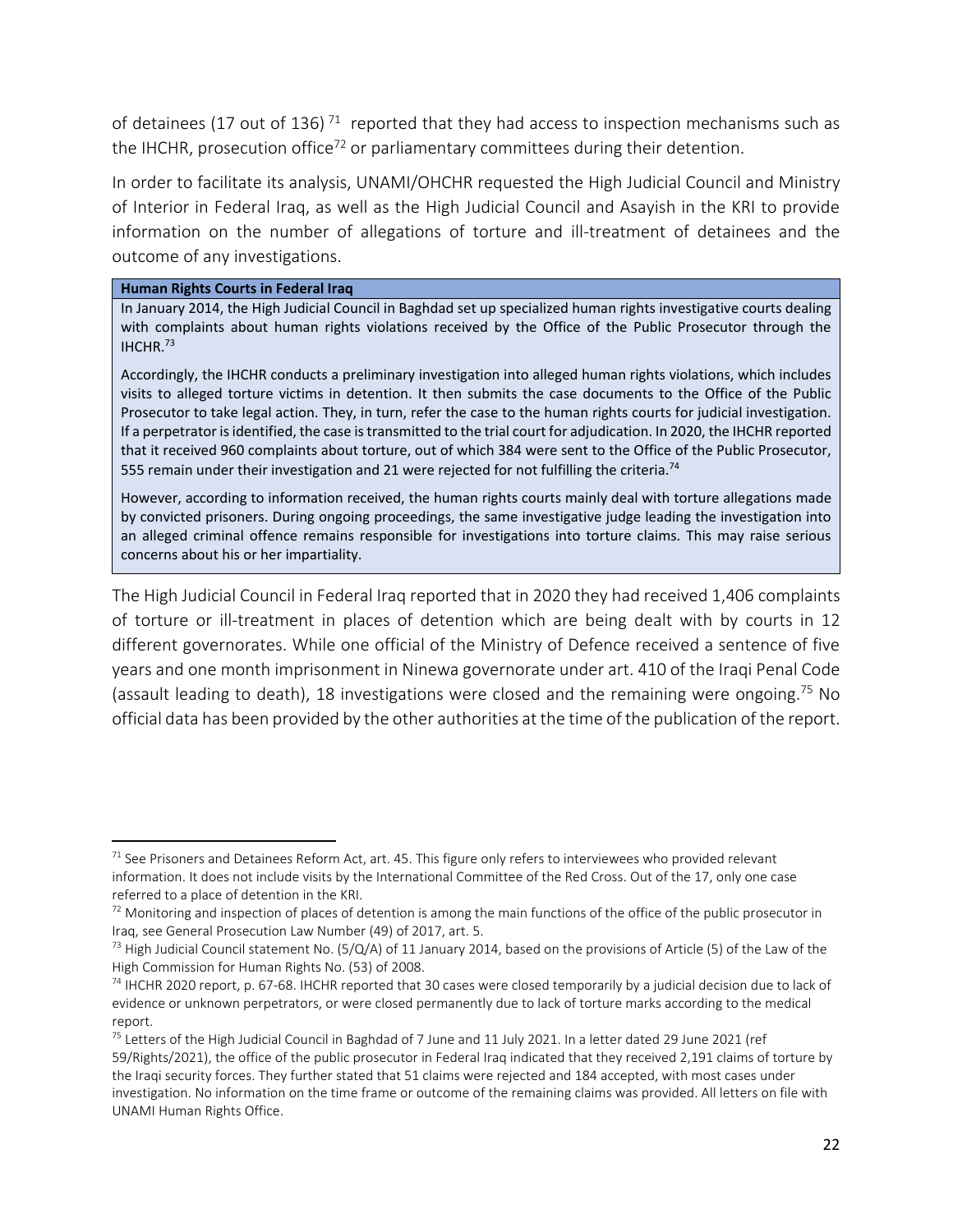of detainees (17 out of 136) [71] reported that they had access to inspection mechanisms such as the IHCHR, prosecution office[72] or parliamentary committees during their detention.

In order to facilitate its analysis, UNAMI/OHCHR requested the High Judicial Council and Ministry of Interior in Federal Iraq, as well as the High Judicial Council and Asayish in the KRI to provide information on the number of allegations of torture and ill-treatment of detainees and the outcome of any investigations.

**Human Rights Courts in Federal Iraq**

In January 2014, the High Judicial Council in Baghdad set up specialized human rights investigative courts dealing with complaints about human rights violations received by the Office of the Public Prosecutor through the IHCHR.[73]

Accordingly, the IHCHR conducts a preliminary investigation into alleged human rights violations, which includes visits to alleged torture victims in detention. It then submits the case documents to the Office of the Public Prosecutor to take legal action. They, in turn, refer the case to the human rights courts for judicial investigation. If a perpetrator is identified, the case is transmitted to the trial court for adjudication. In 2020, the IHCHR reported that it received 960 complaints about torture, out of which 384 were sent to the Office of the Public Prosecutor, 555 remain under their investigation and 21 were rejected for not fulfilling the criteria.[74]

However, according to information received, the human rights courts mainly deal with torture allegations made by convicted prisoners. During ongoing proceedings, the same investigative judge leading the investigation into an alleged criminal offence remains responsible for investigations into torture claims. This may raise serious concerns about his or her impartiality.

The High Judicial Council in Federal Iraq reported that in 2020 they had received 1,406 complaints of torture or ill-treatment in places of detention which are being dealt with by courts in 12 different governorates. While one official of the Ministry of Defence received a sentence of five years and one month imprisonment in Ninewa governorate under art. 410 of the Iraqi Penal Code (assault leading to death), 18 investigations were closed and the remaining were ongoing.[75] No official data has been provided by the other authorities at the time of the publication of the report.

---

[71] See Prisoners and Detainees Reform Act, art. 45. This figure only refers to interviewees who provided relevant information. It does not include visits by the International Committee of the Red Cross. Out of the 17, only one case referred to a place of detention in the KRI.

[72] Monitoring and inspection of places of detention is among the main functions of the office of the public prosecutor in Iraq, see General Prosecution Law Number (49) of 2017, art. 5.

[73] High Judicial Council statement No. (5/Q/A) of 11 January 2014, based on the provisions of Article (5) of the Law of the High Commission for Human Rights No. (53) of 2008.

[74] IHCHR 2020 report, p. 67-68. IHCHR reported that 30 cases were closed temporarily by a judicial decision due to lack of evidence or unknown perpetrators, or were closed permanently due to lack of torture marks according to the medical report.

[75] Letters of the High Judicial Council in Baghdad of 7 June and 11 July 2021. In a letter dated 29 June 2021 (ref 59/Rights/2021), the office of the public prosecutor in Federal Iraq indicated that they received 2,191 claims of torture by the Iraqi security forces. They further stated that 51 claims were rejected and 184 accepted, with most cases under investigation. No information on the time frame or outcome of the remaining claims was provided. All letters on file with UNAMI Human Rights Office.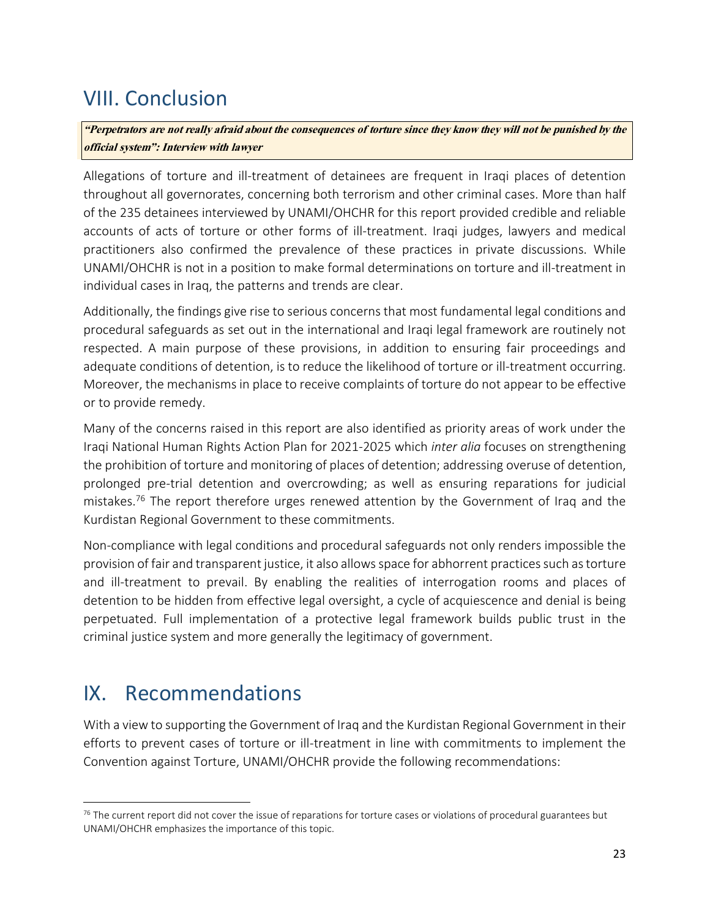# VIII. Conclusion

***"Perpetrators are not really afraid about the consequences of torture since they know they will not be punished by the official system": Interview with lawyer***

Allegations of torture and ill-treatment of detainees are frequent in Iraqi places of detention throughout all governorates, concerning both terrorism and other criminal cases. More than half of the 235 detainees interviewed by UNAMI/OHCHR for this report provided credible and reliable accounts of acts of torture or other forms of ill-treatment. Iraqi judges, lawyers and medical practitioners also confirmed the prevalence of these practices in private discussions. While UNAMI/OHCHR is not in a position to make formal determinations on torture and ill-treatment in individual cases in Iraq, the patterns and trends are clear.

Additionally, the findings give rise to serious concerns that most fundamental legal conditions and procedural safeguards as set out in the international and Iraqi legal framework are routinely not respected. A main purpose of these provisions, in addition to ensuring fair proceedings and adequate conditions of detention, is to reduce the likelihood of torture or ill-treatment occurring. Moreover, the mechanisms in place to receive complaints of torture do not appear to be effective or to provide remedy.

Many of the concerns raised in this report are also identified as priority areas of work under the Iraqi National Human Rights Action Plan for 2021-2025 which *inter alia* focuses on strengthening the prohibition of torture and monitoring of places of detention; addressing overuse of detention, prolonged pre-trial detention and overcrowding; as well as ensuring reparations for judicial mistakes.[76] The report therefore urges renewed attention by the Government of Iraq and the Kurdistan Regional Government to these commitments.

Non-compliance with legal conditions and procedural safeguards not only renders impossible the provision of fair and transparent justice, it also allows space for abhorrent practices such as torture and ill-treatment to prevail. By enabling the realities of interrogation rooms and places of detention to be hidden from effective legal oversight, a cycle of acquiescence and denial is being perpetuated. Full implementation of a protective legal framework builds public trust in the criminal justice system and more generally the legitimacy of government.

# IX. Recommendations

With a view to supporting the Government of Iraq and the Kurdistan Regional Government in their efforts to prevent cases of torture or ill-treatment in line with commitments to implement the Convention against Torture, UNAMI/OHCHR provide the following recommendations:

---

[76] The current report did not cover the issue of reparations for torture cases or violations of procedural guarantees but UNAMI/OHCHR emphasizes the importance of this topic.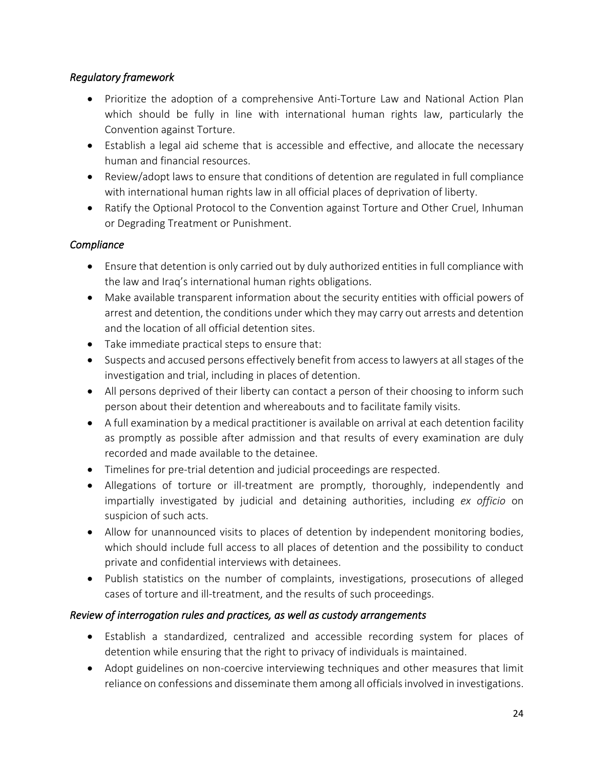*Regulatory framework*

- Prioritize the adoption of a comprehensive Anti-Torture Law and National Action Plan which should be fully in line with international human rights law, particularly the Convention against Torture.
- Establish a legal aid scheme that is accessible and effective, and allocate the necessary human and financial resources.
- Review/adopt laws to ensure that conditions of detention are regulated in full compliance with international human rights law in all official places of deprivation of liberty.
- Ratify the Optional Protocol to the Convention against Torture and Other Cruel, Inhuman or Degrading Treatment or Punishment.

*Compliance*

- Ensure that detention is only carried out by duly authorized entities in full compliance with the law and Iraq's international human rights obligations.
- Make available transparent information about the security entities with official powers of arrest and detention, the conditions under which they may carry out arrests and detention and the location of all official detention sites.
- Take immediate practical steps to ensure that:
- Suspects and accused persons effectively benefit from access to lawyers at all stages of the investigation and trial, including in places of detention.
- All persons deprived of their liberty can contact a person of their choosing to inform such person about their detention and whereabouts and to facilitate family visits.
- A full examination by a medical practitioner is available on arrival at each detention facility as promptly as possible after admission and that results of every examination are duly recorded and made available to the detainee.
- Timelines for pre-trial detention and judicial proceedings are respected.
- Allegations of torture or ill-treatment are promptly, thoroughly, independently and impartially investigated by judicial and detaining authorities, including *ex officio* on suspicion of such acts.
- Allow for unannounced visits to places of detention by independent monitoring bodies, which should include full access to all places of detention and the possibility to conduct private and confidential interviews with detainees.
- Publish statistics on the number of complaints, investigations, prosecutions of alleged cases of torture and ill-treatment, and the results of such proceedings.

*Review of interrogation rules and practices, as well as custody arrangements*

- Establish a standardized, centralized and accessible recording system for places of detention while ensuring that the right to privacy of individuals is maintained.
- Adopt guidelines on non-coercive interviewing techniques and other measures that limit reliance on confessions and disseminate them among all officials involved in investigations.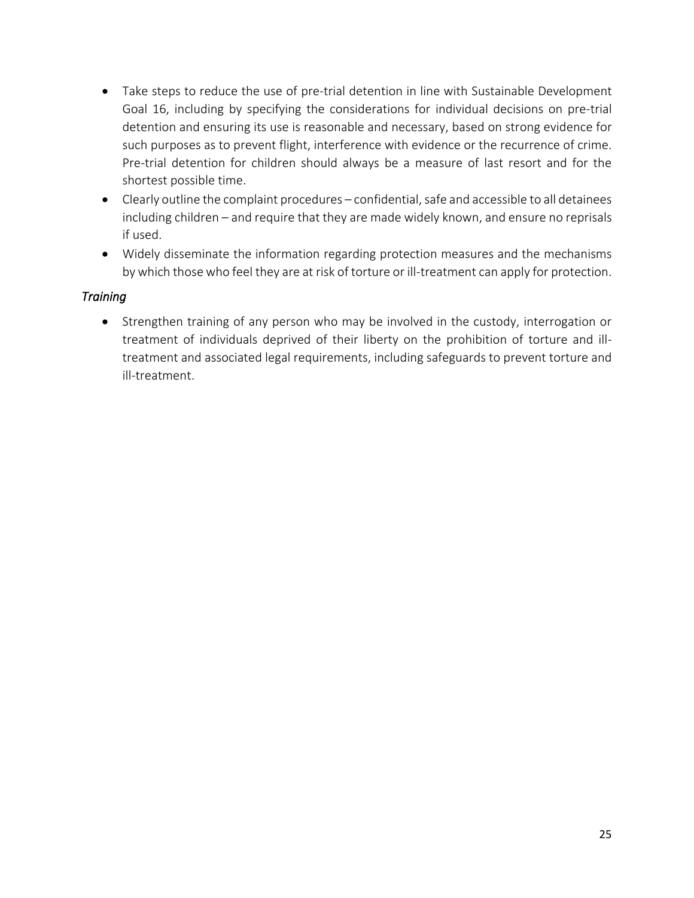- Take steps to reduce the use of pre-trial detention in line with Sustainable Development Goal 16, including by specifying the considerations for individual decisions on pre-trial detention and ensuring its use is reasonable and necessary, based on strong evidence for such purposes as to prevent flight, interference with evidence or the recurrence of crime. Pre-trial detention for children should always be a measure of last resort and for the shortest possible time.
- Clearly outline the complaint procedures – confidential, safe and accessible to all detainees including children – and require that they are made widely known, and ensure no reprisals if used.
- Widely disseminate the information regarding protection measures and the mechanisms by which those who feel they are at risk of torture or ill-treatment can apply for protection.

*Training*

- Strengthen training of any person who may be involved in the custody, interrogation or treatment of individuals deprived of their liberty on the prohibition of torture and ill-treatment and associated legal requirements, including safeguards to prevent torture and ill-treatment.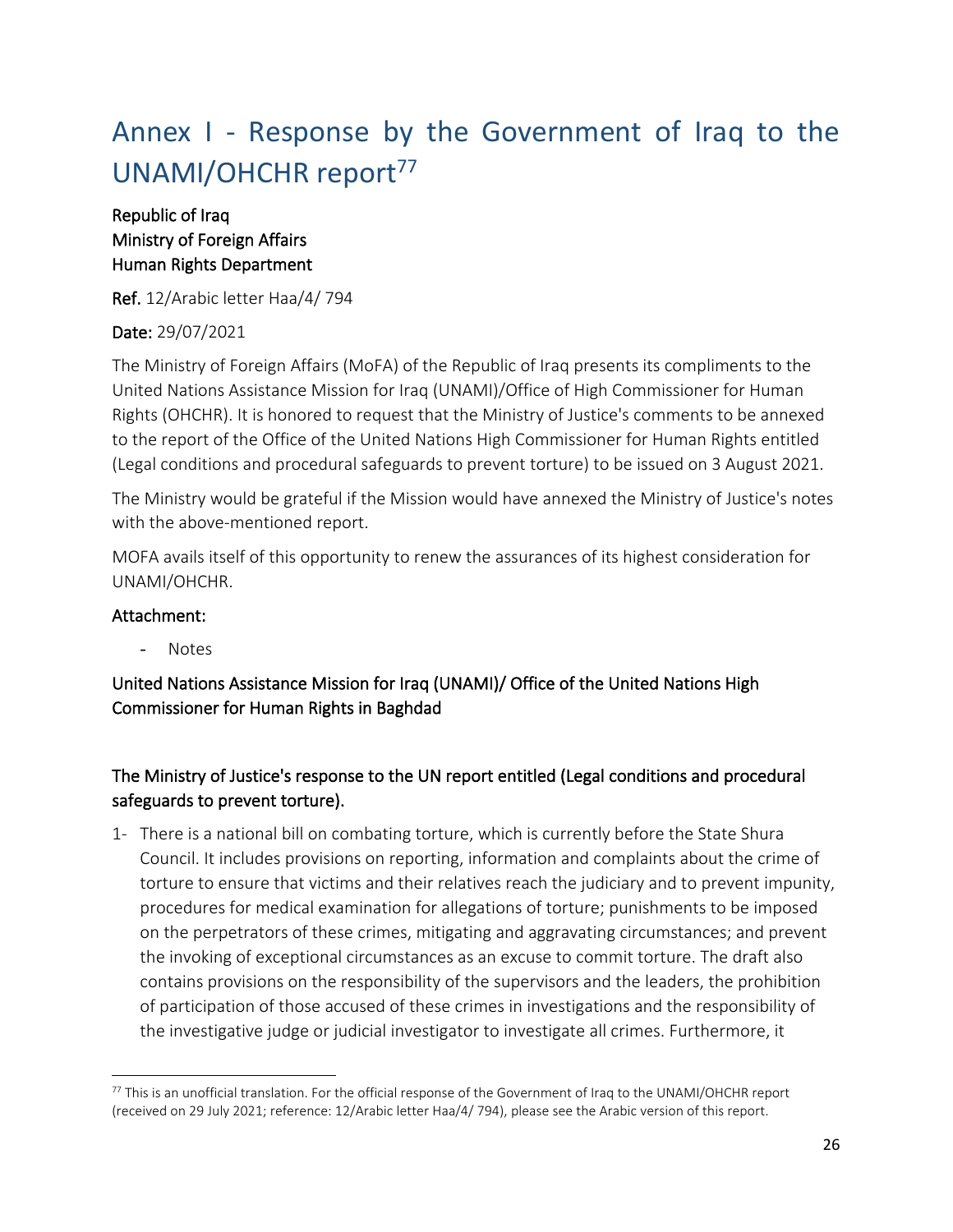# Annex I - Response by the Government of Iraq to the UNAMI/OHCHR report[77]

Republic of Iraq
Ministry of Foreign Affairs
Human Rights Department

**Ref.** 12/Arabic letter Haa/4/ 794

**Date:** 29/07/2021

The Ministry of Foreign Affairs (MoFA) of the Republic of Iraq presents its compliments to the United Nations Assistance Mission for Iraq (UNAMI)/Office of High Commissioner for Human Rights (OHCHR). It is honored to request that the Ministry of Justice's comments to be annexed to the report of the Office of the United Nations High Commissioner for Human Rights entitled (Legal conditions and procedural safeguards to prevent torture) to be issued on 3 August 2021.

The Ministry would be grateful if the Mission would have annexed the Ministry of Justice's notes with the above-mentioned report.

MOFA avails itself of this opportunity to renew the assurances of its highest consideration for UNAMI/OHCHR.

**Attachment:**

- Notes

United Nations Assistance Mission for Iraq (UNAMI)/ Office of the United Nations High Commissioner for Human Rights in Baghdad

## The Ministry of Justice's response to the UN report entitled (Legal conditions and procedural safeguards to prevent torture).

1- There is a national bill on combating torture, which is currently before the State Shura Council. It includes provisions on reporting, information and complaints about the crime of torture to ensure that victims and their relatives reach the judiciary and to prevent impunity, procedures for medical examination for allegations of torture; punishments to be imposed on the perpetrators of these crimes, mitigating and aggravating circumstances; and prevent the invoking of exceptional circumstances as an excuse to commit torture. The draft also contains provisions on the responsibility of the supervisors and the leaders, the prohibition of participation of those accused of these crimes in investigations and the responsibility of the investigative judge or judicial investigator to investigate all crimes. Furthermore, it

[77] This is an unofficial translation. For the official response of the Government of Iraq to the UNAMI/OHCHR report (received on 29 July 2021; reference: 12/Arabic letter Haa/4/ 794), please see the Arabic version of this report.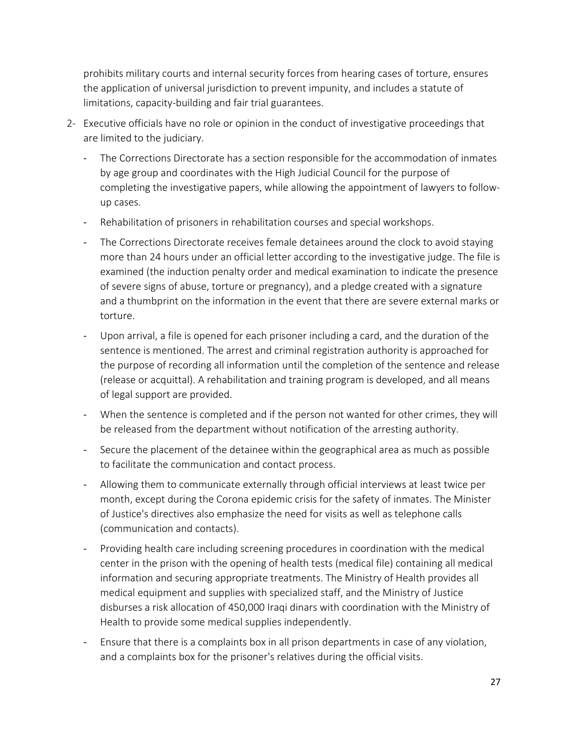prohibits military courts and internal security forces from hearing cases of torture, ensures the application of universal jurisdiction to prevent impunity, and includes a statute of limitations, capacity-building and fair trial guarantees.

2- Executive officials have no role or opinion in the conduct of investigative proceedings that are limited to the judiciary.

   - The Corrections Directorate has a section responsible for the accommodation of inmates by age group and coordinates with the High Judicial Council for the purpose of completing the investigative papers, while allowing the appointment of lawyers to follow-up cases.
   - Rehabilitation of prisoners in rehabilitation courses and special workshops.
   - The Corrections Directorate receives female detainees around the clock to avoid staying more than 24 hours under an official letter according to the investigative judge. The file is examined (the induction penalty order and medical examination to indicate the presence of severe signs of abuse, torture or pregnancy), and a pledge created with a signature and a thumbprint on the information in the event that there are severe external marks or torture.
   - Upon arrival, a file is opened for each prisoner including a card, and the duration of the sentence is mentioned. The arrest and criminal registration authority is approached for the purpose of recording all information until the completion of the sentence and release (release or acquittal). A rehabilitation and training program is developed, and all means of legal support are provided.
   - When the sentence is completed and if the person not wanted for other crimes, they will be released from the department without notification of the arresting authority.
   - Secure the placement of the detainee within the geographical area as much as possible to facilitate the communication and contact process.
   - Allowing them to communicate externally through official interviews at least twice per month, except during the Corona epidemic crisis for the safety of inmates. The Minister of Justice's directives also emphasize the need for visits as well as telephone calls (communication and contacts).
   - Providing health care including screening procedures in coordination with the medical center in the prison with the opening of health tests (medical file) containing all medical information and securing appropriate treatments. The Ministry of Health provides all medical equipment and supplies with specialized staff, and the Ministry of Justice disburses a risk allocation of 450,000 Iraqi dinars with coordination with the Ministry of Health to provide some medical supplies independently.
   - Ensure that there is a complaints box in all prison departments in case of any violation, and a complaints box for the prisoner's relatives during the official visits.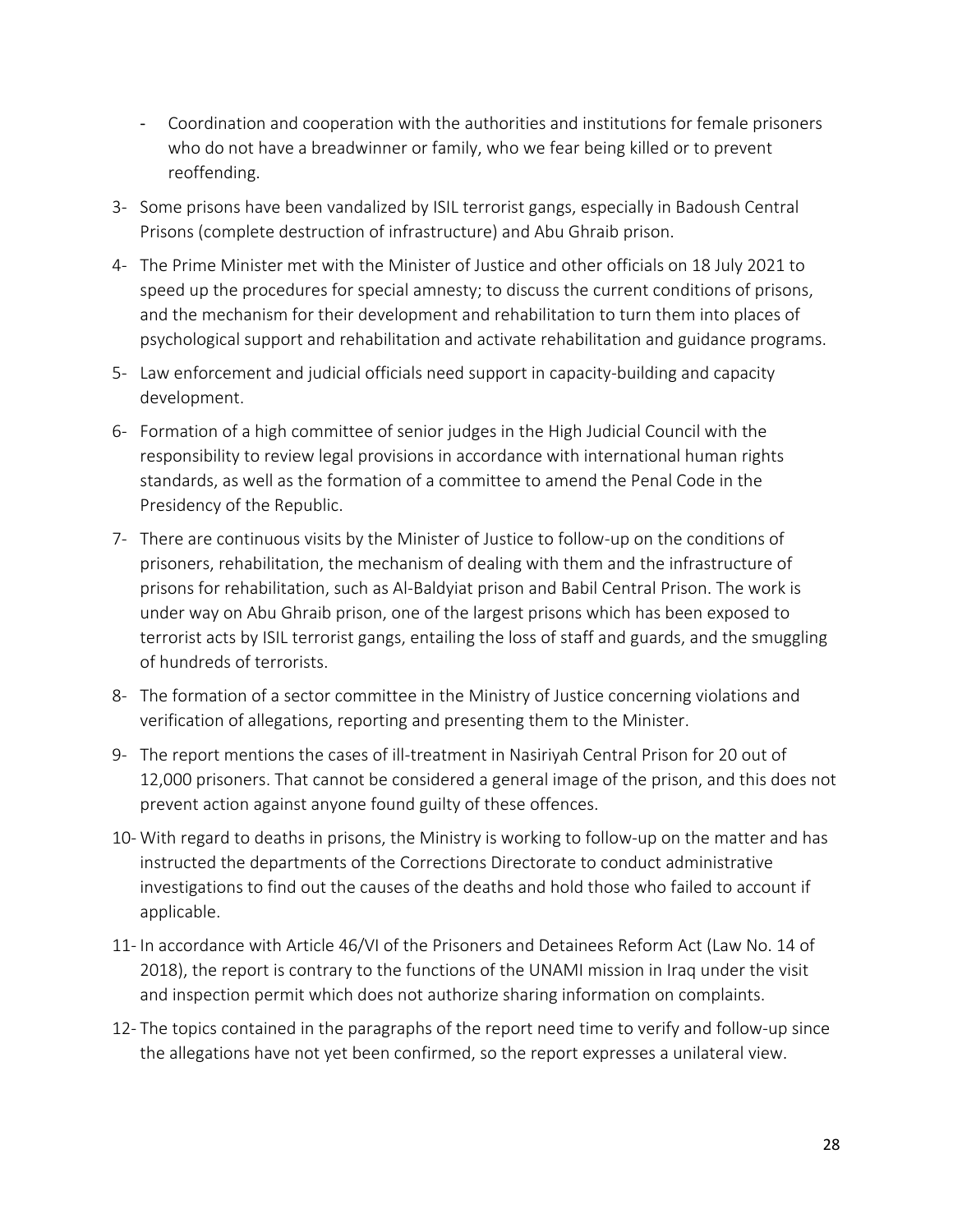- Coordination and cooperation with the authorities and institutions for female prisoners who do not have a breadwinner or family, who we fear being killed or to prevent reoffending.

3- Some prisons have been vandalized by ISIL terrorist gangs, especially in Badoush Central Prisons (complete destruction of infrastructure) and Abu Ghraib prison.

4- The Prime Minister met with the Minister of Justice and other officials on 18 July 2021 to speed up the procedures for special amnesty; to discuss the current conditions of prisons, and the mechanism for their development and rehabilitation to turn them into places of psychological support and rehabilitation and activate rehabilitation and guidance programs.

5- Law enforcement and judicial officials need support in capacity-building and capacity development.

6- Formation of a high committee of senior judges in the High Judicial Council with the responsibility to review legal provisions in accordance with international human rights standards, as well as the formation of a committee to amend the Penal Code in the Presidency of the Republic.

7- There are continuous visits by the Minister of Justice to follow-up on the conditions of prisoners, rehabilitation, the mechanism of dealing with them and the infrastructure of prisons for rehabilitation, such as Al-Baldyiat prison and Babil Central Prison. The work is under way on Abu Ghraib prison, one of the largest prisons which has been exposed to terrorist acts by ISIL terrorist gangs, entailing the loss of staff and guards, and the smuggling of hundreds of terrorists.

8- The formation of a sector committee in the Ministry of Justice concerning violations and verification of allegations, reporting and presenting them to the Minister.

9- The report mentions the cases of ill-treatment in Nasiriyah Central Prison for 20 out of 12,000 prisoners. That cannot be considered a general image of the prison, and this does not prevent action against anyone found guilty of these offences.

10- With regard to deaths in prisons, the Ministry is working to follow-up on the matter and has instructed the departments of the Corrections Directorate to conduct administrative investigations to find out the causes of the deaths and hold those who failed to account if applicable.

11- In accordance with Article 46/VI of the Prisoners and Detainees Reform Act (Law No. 14 of 2018), the report is contrary to the functions of the UNAMI mission in Iraq under the visit and inspection permit which does not authorize sharing information on complaints.

12- The topics contained in the paragraphs of the report need time to verify and follow-up since the allegations have not yet been confirmed, so the report expresses a unilateral view.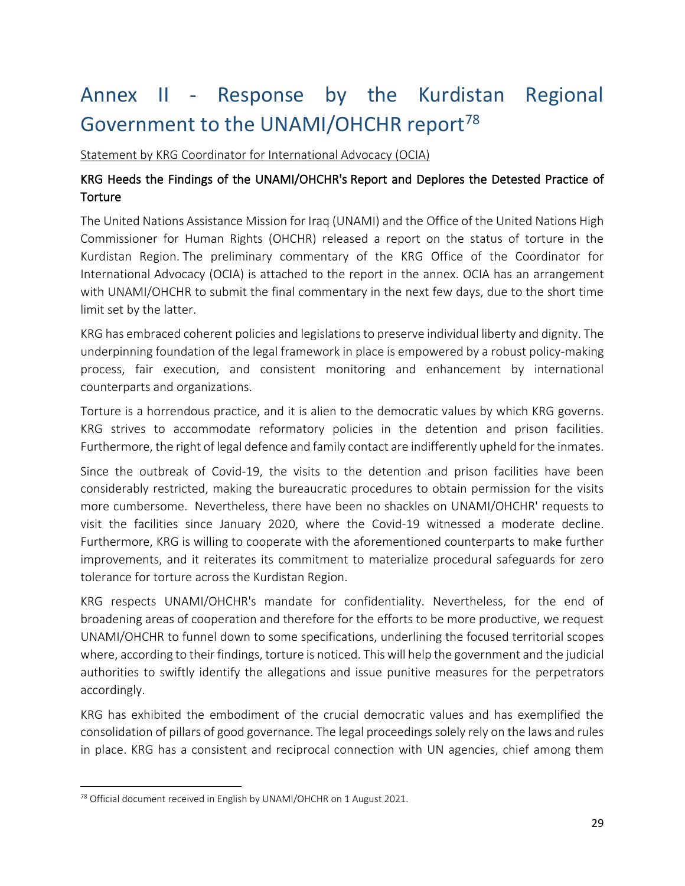# Annex II - Response by the Kurdistan Regional Government to the UNAMI/OHCHR report[78]

Statement by KRG Coordinator for International Advocacy (OCIA)

### KRG Heeds the Findings of the UNAMI/OHCHR's Report and Deplores the Detested Practice of Torture

The United Nations Assistance Mission for Iraq (UNAMI) and the Office of the United Nations High Commissioner for Human Rights (OHCHR) released a report on the status of torture in the Kurdistan Region. The preliminary commentary of the KRG Office of the Coordinator for International Advocacy (OCIA) is attached to the report in the annex. OCIA has an arrangement with UNAMI/OHCHR to submit the final commentary in the next few days, due to the short time limit set by the latter.

KRG has embraced coherent policies and legislations to preserve individual liberty and dignity. The underpinning foundation of the legal framework in place is empowered by a robust policy-making process, fair execution, and consistent monitoring and enhancement by international counterparts and organizations.

Torture is a horrendous practice, and it is alien to the democratic values by which KRG governs. KRG strives to accommodate reformatory policies in the detention and prison facilities. Furthermore, the right of legal defence and family contact are indifferently upheld for the inmates.

Since the outbreak of Covid-19, the visits to the detention and prison facilities have been considerably restricted, making the bureaucratic procedures to obtain permission for the visits more cumbersome. Nevertheless, there have been no shackles on UNAMI/OHCHR' requests to visit the facilities since January 2020, where the Covid-19 witnessed a moderate decline. Furthermore, KRG is willing to cooperate with the aforementioned counterparts to make further improvements, and it reiterates its commitment to materialize procedural safeguards for zero tolerance for torture across the Kurdistan Region.

KRG respects UNAMI/OHCHR's mandate for confidentiality. Nevertheless, for the end of broadening areas of cooperation and therefore for the efforts to be more productive, we request UNAMI/OHCHR to funnel down to some specifications, underlining the focused territorial scopes where, according to their findings, torture is noticed. This will help the government and the judicial authorities to swiftly identify the allegations and issue punitive measures for the perpetrators accordingly.

KRG has exhibited the embodiment of the crucial democratic values and has exemplified the consolidation of pillars of good governance. The legal proceedings solely rely on the laws and rules in place. KRG has a consistent and reciprocal connection with UN agencies, chief among them

[78] Official document received in English by UNAMI/OHCHR on 1 August 2021.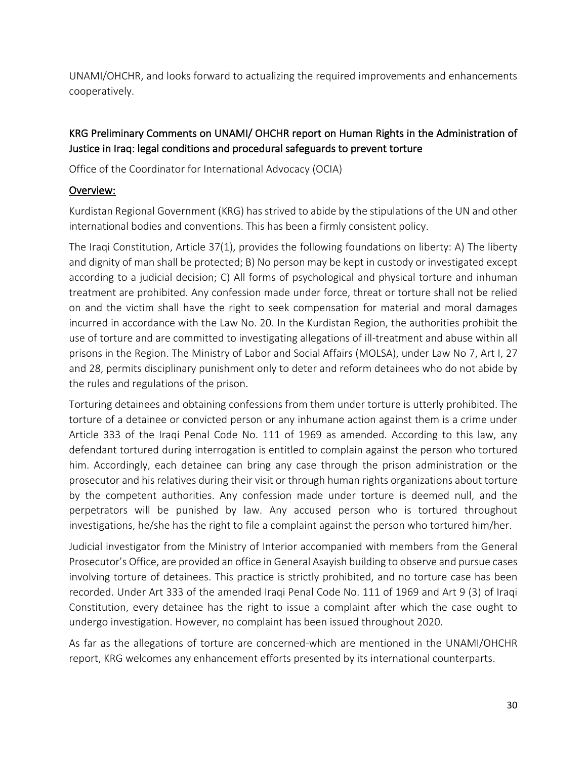UNAMI/OHCHR, and looks forward to actualizing the required improvements and enhancements cooperatively.

## KRG Preliminary Comments on UNAMI/ OHCHR report on Human Rights in the Administration of Justice in Iraq: legal conditions and procedural safeguards to prevent torture

Office of the Coordinator for International Advocacy (OCIA)

### Overview:

Kurdistan Regional Government (KRG) has strived to abide by the stipulations of the UN and other international bodies and conventions. This has been a firmly consistent policy.

The Iraqi Constitution, Article 37(1), provides the following foundations on liberty: A) The liberty and dignity of man shall be protected; B) No person may be kept in custody or investigated except according to a judicial decision; C) All forms of psychological and physical torture and inhuman treatment are prohibited. Any confession made under force, threat or torture shall not be relied on and the victim shall have the right to seek compensation for material and moral damages incurred in accordance with the Law No. 20. In the Kurdistan Region, the authorities prohibit the use of torture and are committed to investigating allegations of ill-treatment and abuse within all prisons in the Region. The Ministry of Labor and Social Affairs (MOLSA), under Law No 7, Art I, 27 and 28, permits disciplinary punishment only to deter and reform detainees who do not abide by the rules and regulations of the prison.

Torturing detainees and obtaining confessions from them under torture is utterly prohibited. The torture of a detainee or convicted person or any inhumane action against them is a crime under Article 333 of the Iraqi Penal Code No. 111 of 1969 as amended. According to this law, any defendant tortured during interrogation is entitled to complain against the person who tortured him. Accordingly, each detainee can bring any case through the prison administration or the prosecutor and his relatives during their visit or through human rights organizations about torture by the competent authorities. Any confession made under torture is deemed null, and the perpetrators will be punished by law. Any accused person who is tortured throughout investigations, he/she has the right to file a complaint against the person who tortured him/her.

Judicial investigator from the Ministry of Interior accompanied with members from the General Prosecutor's Office, are provided an office in General Asayish building to observe and pursue cases involving torture of detainees. This practice is strictly prohibited, and no torture case has been recorded. Under Art 333 of the amended Iraqi Penal Code No. 111 of 1969 and Art 9 (3) of Iraqi Constitution, every detainee has the right to issue a complaint after which the case ought to undergo investigation. However, no complaint has been issued throughout 2020.

As far as the allegations of torture are concerned-which are mentioned in the UNAMI/OHCHR report, KRG welcomes any enhancement efforts presented by its international counterparts.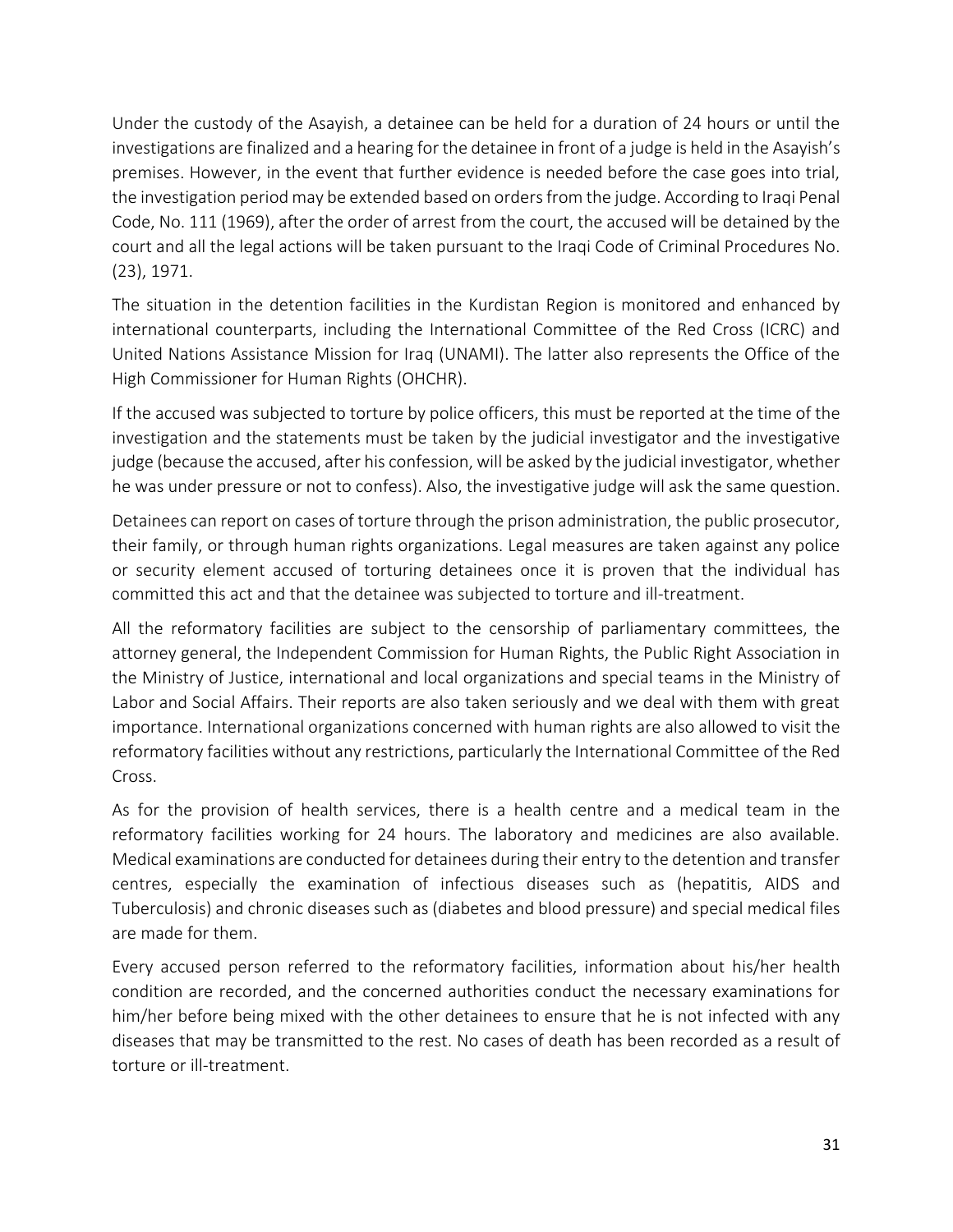Under the custody of the Asayish, a detainee can be held for a duration of 24 hours or until the investigations are finalized and a hearing for the detainee in front of a judge is held in the Asayish's premises. However, in the event that further evidence is needed before the case goes into trial, the investigation period may be extended based on orders from the judge. According to Iraqi Penal Code, No. 111 (1969), after the order of arrest from the court, the accused will be detained by the court and all the legal actions will be taken pursuant to the Iraqi Code of Criminal Procedures No. (23), 1971.

The situation in the detention facilities in the Kurdistan Region is monitored and enhanced by international counterparts, including the International Committee of the Red Cross (ICRC) and United Nations Assistance Mission for Iraq (UNAMI). The latter also represents the Office of the High Commissioner for Human Rights (OHCHR).

If the accused was subjected to torture by police officers, this must be reported at the time of the investigation and the statements must be taken by the judicial investigator and the investigative judge (because the accused, after his confession, will be asked by the judicial investigator, whether he was under pressure or not to confess). Also, the investigative judge will ask the same question.

Detainees can report on cases of torture through the prison administration, the public prosecutor, their family, or through human rights organizations. Legal measures are taken against any police or security element accused of torturing detainees once it is proven that the individual has committed this act and that the detainee was subjected to torture and ill-treatment.

All the reformatory facilities are subject to the censorship of parliamentary committees, the attorney general, the Independent Commission for Human Rights, the Public Right Association in the Ministry of Justice, international and local organizations and special teams in the Ministry of Labor and Social Affairs. Their reports are also taken seriously and we deal with them with great importance. International organizations concerned with human rights are also allowed to visit the reformatory facilities without any restrictions, particularly the International Committee of the Red Cross.

As for the provision of health services, there is a health centre and a medical team in the reformatory facilities working for 24 hours. The laboratory and medicines are also available. Medical examinations are conducted for detainees during their entry to the detention and transfer centres, especially the examination of infectious diseases such as (hepatitis, AIDS and Tuberculosis) and chronic diseases such as (diabetes and blood pressure) and special medical files are made for them.

Every accused person referred to the reformatory facilities, information about his/her health condition are recorded, and the concerned authorities conduct the necessary examinations for him/her before being mixed with the other detainees to ensure that he is not infected with any diseases that may be transmitted to the rest. No cases of death has been recorded as a result of torture or ill-treatment.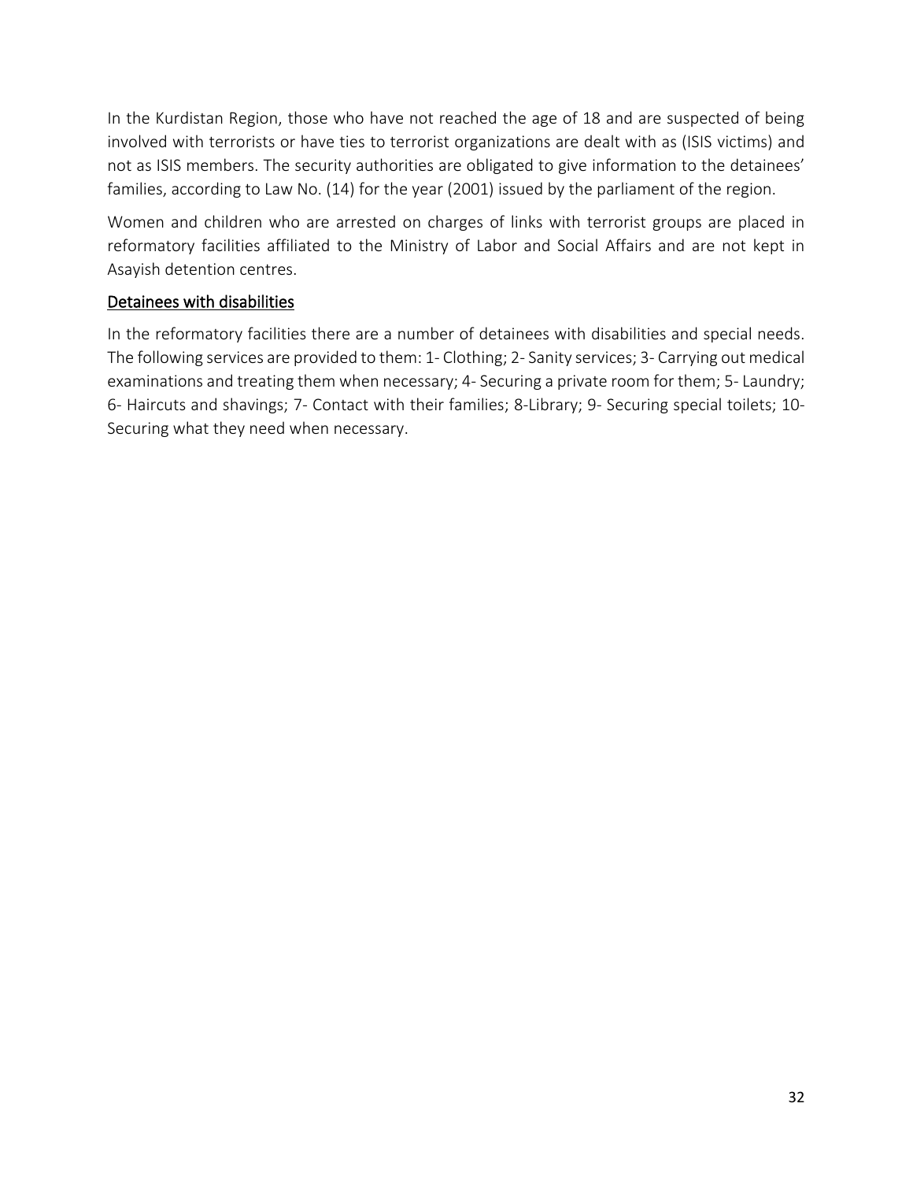In the Kurdistan Region, those who have not reached the age of 18 and are suspected of being involved with terrorists or have ties to terrorist organizations are dealt with as (ISIS victims) and not as ISIS members. The security authorities are obligated to give information to the detainees' families, according to Law No. (14) for the year (2001) issued by the parliament of the region.

Women and children who are arrested on charges of links with terrorist groups are placed in reformatory facilities affiliated to the Ministry of Labor and Social Affairs and are not kept in Asayish detention centres.

<u>Detainees with disabilities</u>

In the reformatory facilities there are a number of detainees with disabilities and special needs. The following services are provided to them: 1- Clothing; 2- Sanity services; 3- Carrying out medical examinations and treating them when necessary; 4- Securing a private room for them; 5- Laundry; 6- Haircuts and shavings; 7- Contact with their families; 8-Library; 9- Securing special toilets; 10- Securing what they need when necessary.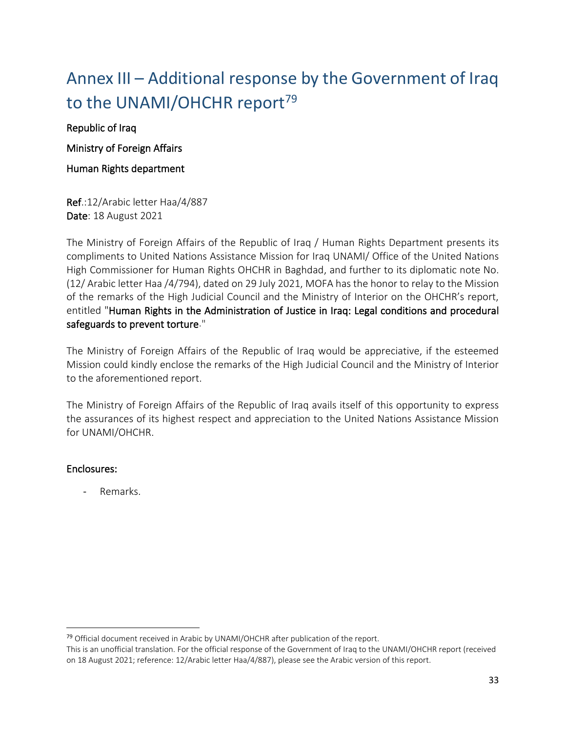# Annex III – Additional response by the Government of Iraq to the UNAMI/OHCHR report[79]

Republic of Iraq

Ministry of Foreign Affairs

Human Rights department

**Ref**.:12/Arabic letter Haa/4/887
**Date**: 18 August 2021

The Ministry of Foreign Affairs of the Republic of Iraq / Human Rights Department presents its compliments to United Nations Assistance Mission for Iraq UNAMI/ Office of the United Nations High Commissioner for Human Rights OHCHR in Baghdad, and further to its diplomatic note No. (12/ Arabic letter Haa /4/794), dated on 29 July 2021, MOFA has the honor to relay to the Mission of the remarks of the High Judicial Council and the Ministry of Interior on the OHCHR's report, entitled "**Human Rights in the Administration of Justice in Iraq: Legal conditions and procedural safeguards to prevent torture**."

The Ministry of Foreign Affairs of the Republic of Iraq would be appreciative, if the esteemed Mission could kindly enclose the remarks of the High Judicial Council and the Ministry of Interior to the aforementioned report.

The Ministry of Foreign Affairs of the Republic of Iraq avails itself of this opportunity to express the assurances of its highest respect and appreciation to the United Nations Assistance Mission for UNAMI/OHCHR.

**Enclosures:**

- Remarks.

---

[79] Official document received in Arabic by UNAMI/OHCHR after publication of the report.
This is an unofficial translation. For the official response of the Government of Iraq to the UNAMI/OHCHR report (received on 18 August 2021; reference: 12/Arabic letter Haa/4/887), please see the Arabic version of this report.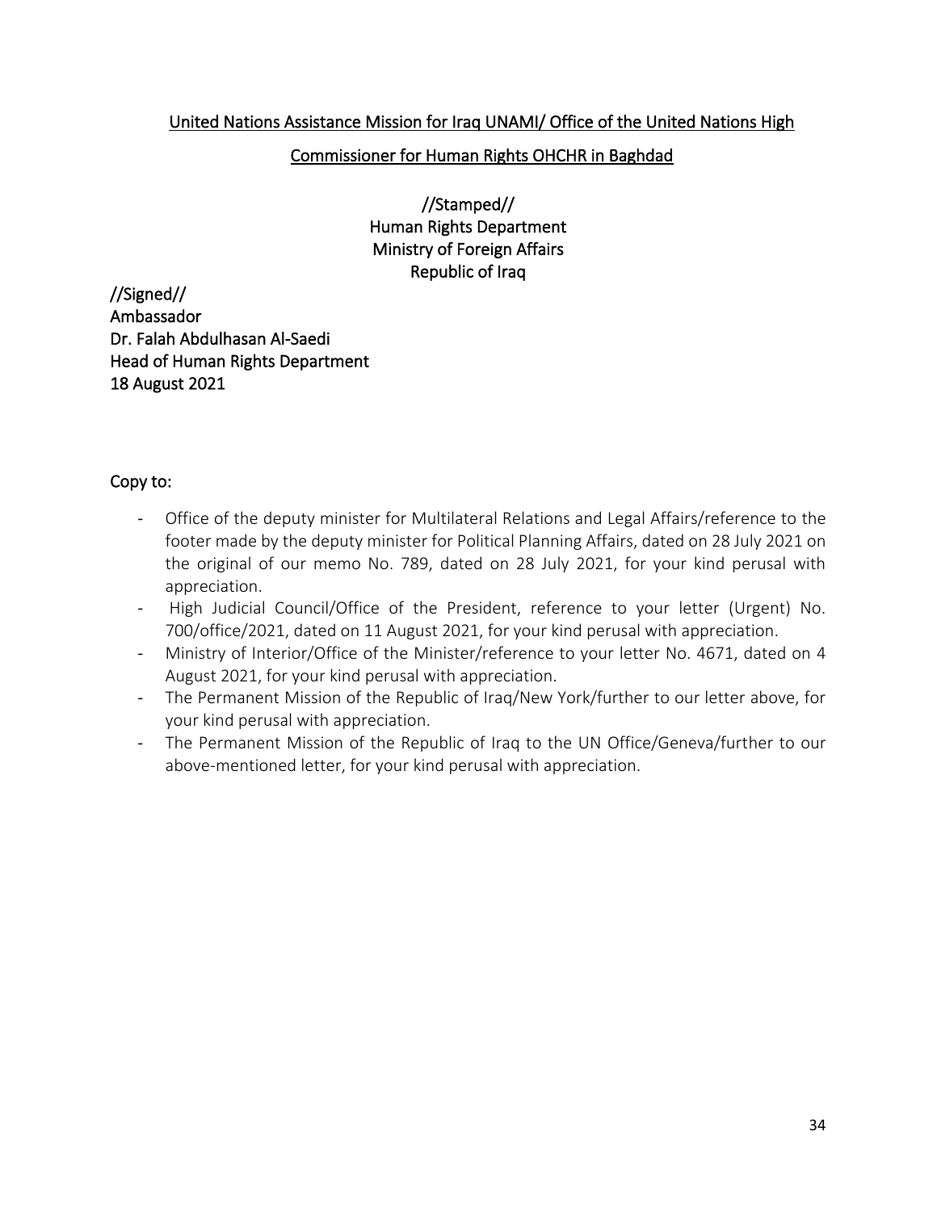<u>United Nations Assistance Mission for Iraq UNAMI/ Office of the United Nations High Commissioner for Human Rights OHCHR in Baghdad</u>

//Stamped//
Human Rights Department
Ministry of Foreign Affairs
Republic of Iraq

//Signed//
Ambassador
Dr. Falah Abdulhasan Al-Saedi
Head of Human Rights Department
18 August 2021

Copy to:

- Office of the deputy minister for Multilateral Relations and Legal Affairs/reference to the footer made by the deputy minister for Political Planning Affairs, dated on 28 July 2021 on the original of our memo No. 789, dated on 28 July 2021, for your kind perusal with appreciation.
- High Judicial Council/Office of the President, reference to your letter (Urgent) No. 700/office/2021, dated on 11 August 2021, for your kind perusal with appreciation.
- Ministry of Interior/Office of the Minister/reference to your letter No. 4671, dated on 4 August 2021, for your kind perusal with appreciation.
- The Permanent Mission of the Republic of Iraq/New York/further to our letter above, for your kind perusal with appreciation.
- The Permanent Mission of the Republic of Iraq to the UN Office/Geneva/further to our above-mentioned letter, for your kind perusal with appreciation.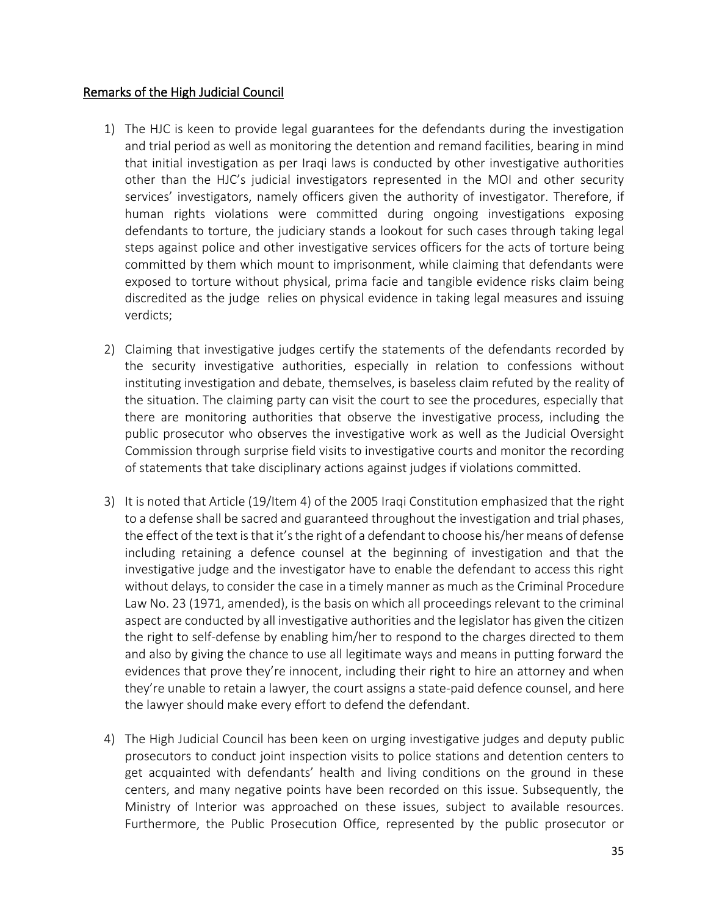<u>Remarks of the High Judicial Council</u>

1) The HJC is keen to provide legal guarantees for the defendants during the investigation and trial period as well as monitoring the detention and remand facilities, bearing in mind that initial investigation as per Iraqi laws is conducted by other investigative authorities other than the HJC's judicial investigators represented in the MOI and other security services' investigators, namely officers given the authority of investigator. Therefore, if human rights violations were committed during ongoing investigations exposing defendants to torture, the judiciary stands a lookout for such cases through taking legal steps against police and other investigative services officers for the acts of torture being committed by them which mount to imprisonment, while claiming that defendants were exposed to torture without physical, prima facie and tangible evidence risks claim being discredited as the judge relies on physical evidence in taking legal measures and issuing verdicts;

2) Claiming that investigative judges certify the statements of the defendants recorded by the security investigative authorities, especially in relation to confessions without instituting investigation and debate, themselves, is baseless claim refuted by the reality of the situation. The claiming party can visit the court to see the procedures, especially that there are monitoring authorities that observe the investigative process, including the public prosecutor who observes the investigative work as well as the Judicial Oversight Commission through surprise field visits to investigative courts and monitor the recording of statements that take disciplinary actions against judges if violations committed.

3) It is noted that Article (19/Item 4) of the 2005 Iraqi Constitution emphasized that the right to a defense shall be sacred and guaranteed throughout the investigation and trial phases, the effect of the text is that it's the right of a defendant to choose his/her means of defense including retaining a defence counsel at the beginning of investigation and that the investigative judge and the investigator have to enable the defendant to access this right without delays, to consider the case in a timely manner as much as the Criminal Procedure Law No. 23 (1971, amended), is the basis on which all proceedings relevant to the criminal aspect are conducted by all investigative authorities and the legislator has given the citizen the right to self-defense by enabling him/her to respond to the charges directed to them and also by giving the chance to use all legitimate ways and means in putting forward the evidences that prove they're innocent, including their right to hire an attorney and when they're unable to retain a lawyer, the court assigns a state-paid defence counsel, and here the lawyer should make every effort to defend the defendant.

4) The High Judicial Council has been keen on urging investigative judges and deputy public prosecutors to conduct joint inspection visits to police stations and detention centers to get acquainted with defendants' health and living conditions on the ground in these centers, and many negative points have been recorded on this issue. Subsequently, the Ministry of Interior was approached on these issues, subject to available resources. Furthermore, the Public Prosecution Office, represented by the public prosecutor or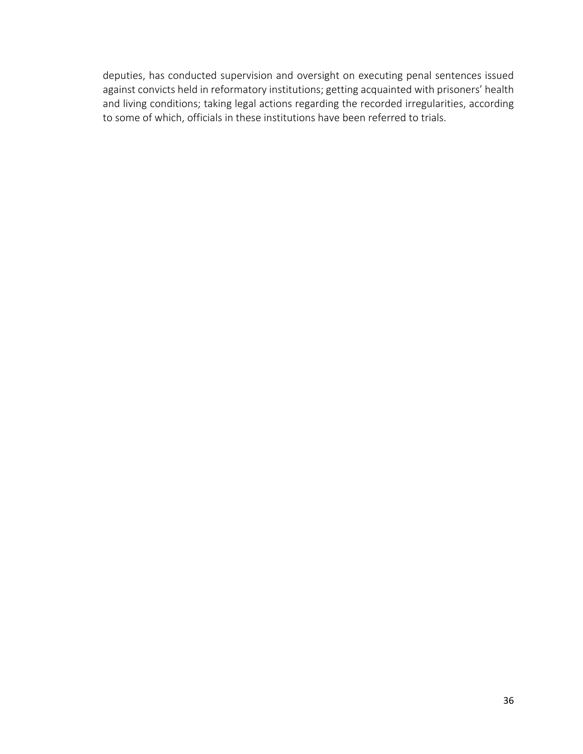deputies, has conducted supervision and oversight on executing penal sentences issued against convicts held in reformatory institutions; getting acquainted with prisoners' health and living conditions; taking legal actions regarding the recorded irregularities, according to some of which, officials in these institutions have been referred to trials.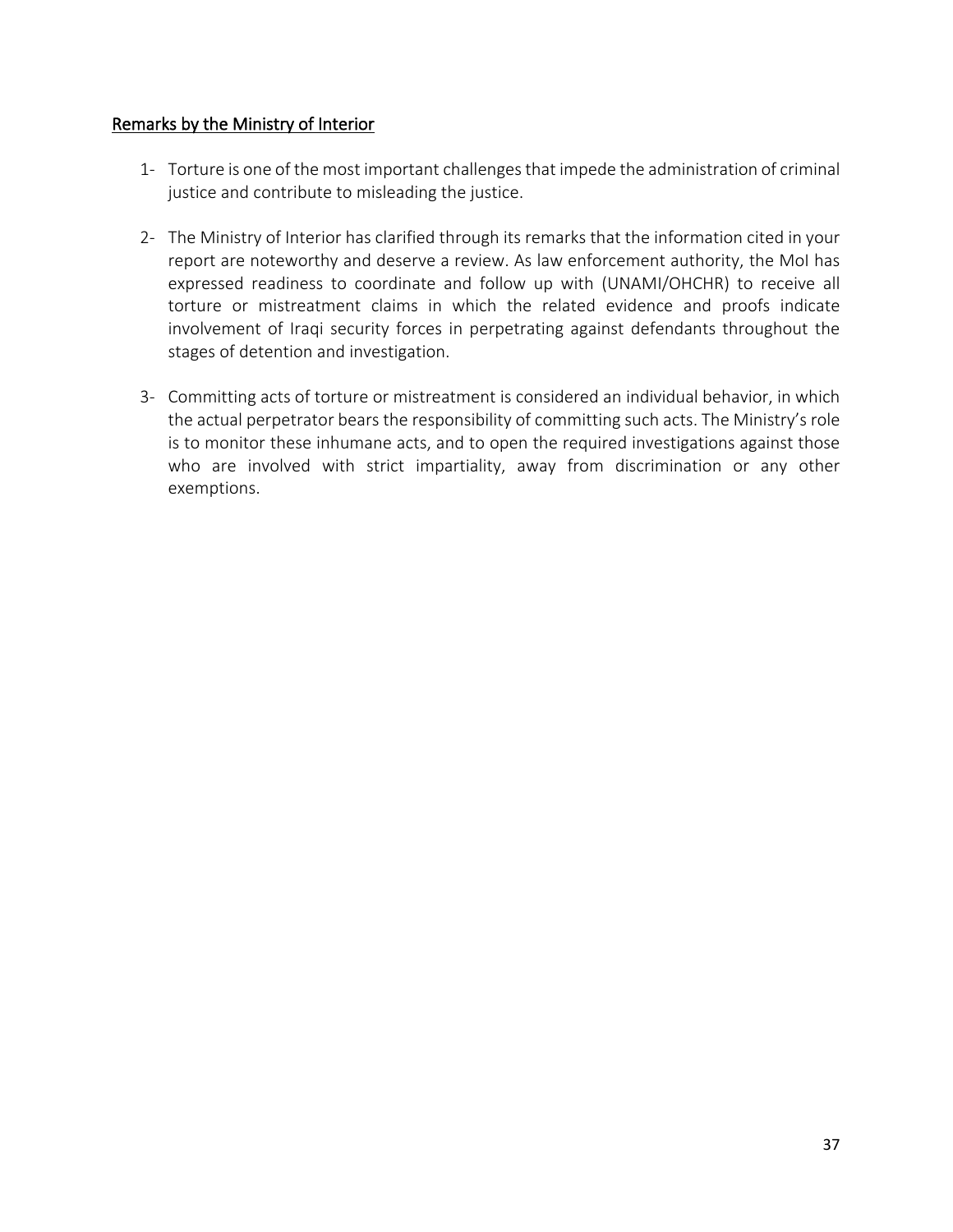## Remarks by the Ministry of Interior

1- Torture is one of the most important challenges that impede the administration of criminal justice and contribute to misleading the justice.

2- The Ministry of Interior has clarified through its remarks that the information cited in your report are noteworthy and deserve a review. As law enforcement authority, the MoI has expressed readiness to coordinate and follow up with (UNAMI/OHCHR) to receive all torture or mistreatment claims in which the related evidence and proofs indicate involvement of Iraqi security forces in perpetrating against defendants throughout the stages of detention and investigation.

3- Committing acts of torture or mistreatment is considered an individual behavior, in which the actual perpetrator bears the responsibility of committing such acts. The Ministry's role is to monitor these inhumane acts, and to open the required investigations against those who are involved with strict impartiality, away from discrimination or any other exemptions.